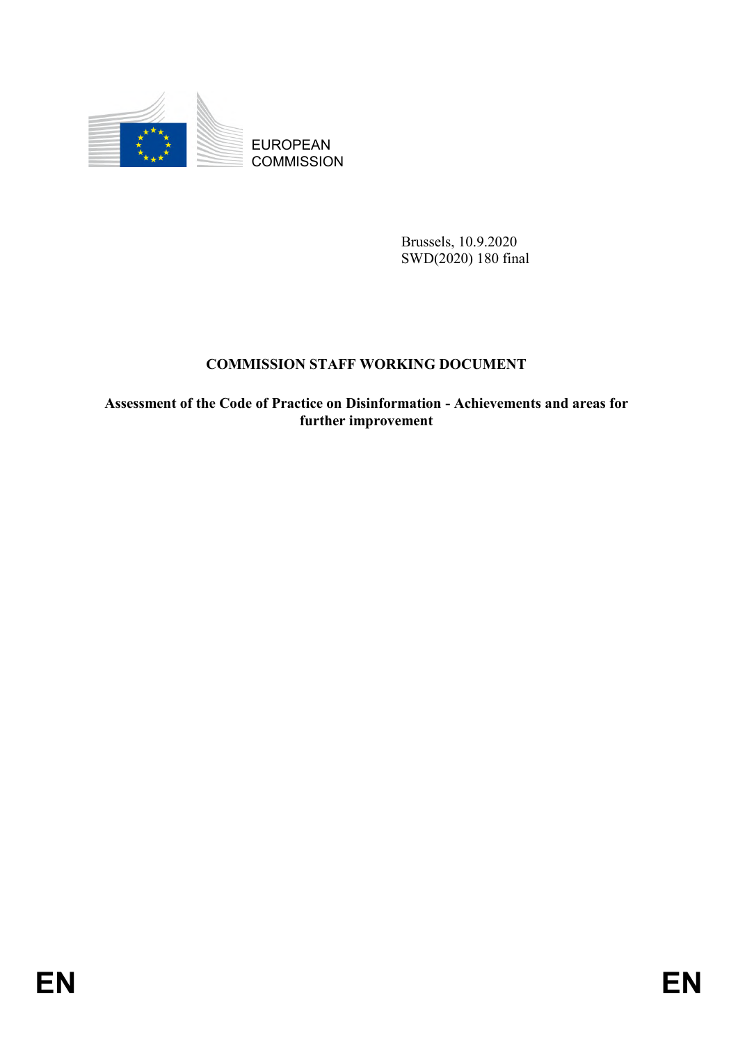EUROPEAN COMMISSION

Brussels, 10.9.2020
SWD(2020) 180 final

# COMMISSION STAFF WORKING DOCUMENT

**Assessment of the Code of Practice on Disinformation - Achievements and areas for further improvement**

EN EN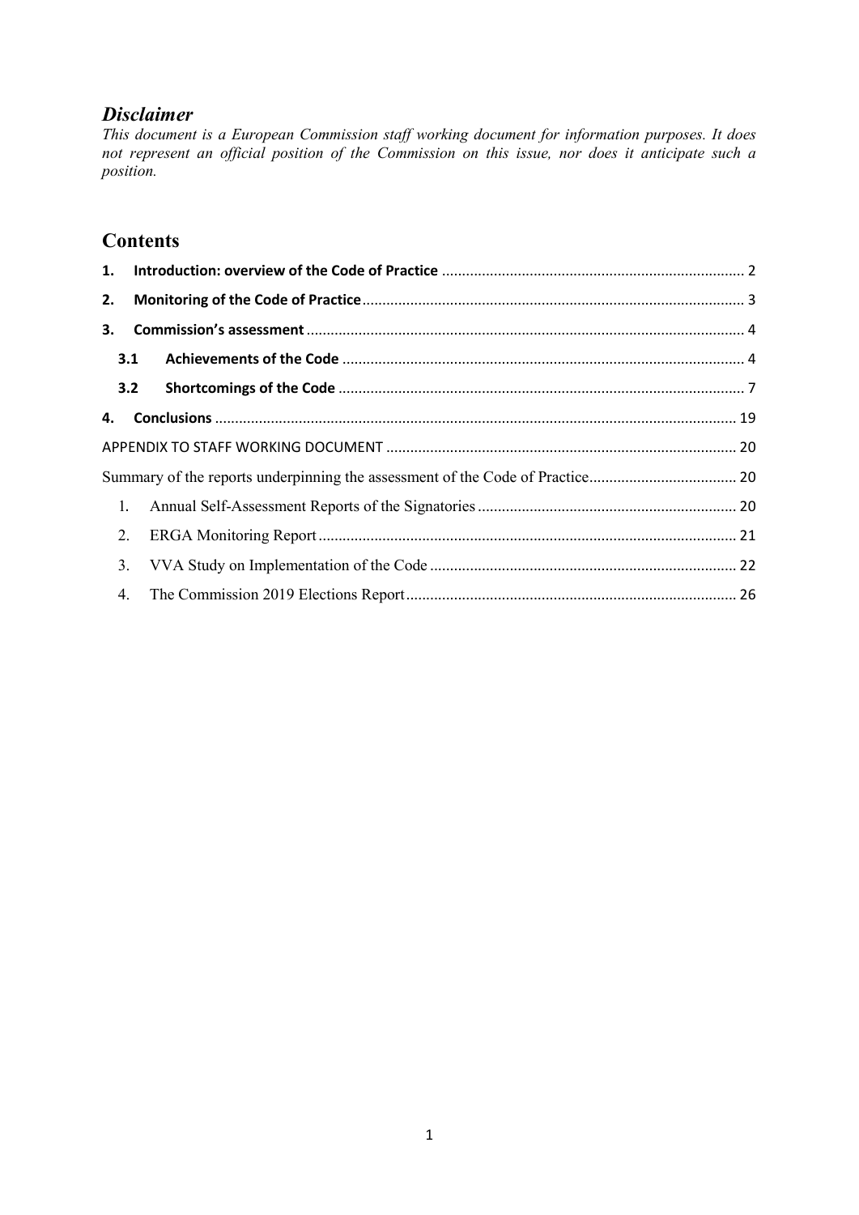## *Disclaimer*

*This document is a European Commission staff working document for information purposes. It does not represent an official position of the Commission on this issue, nor does it anticipate such a position.*

## Contents

**1. Introduction: overview of the Code of Practice** ..... 2

**2. Monitoring of the Code of Practice** ..... 3

**3. Commission's assessment** ..... 4

- **3.1 Achievements of the Code** ..... 4
- **3.2 Shortcomings of the Code** ..... 7

**4. Conclusions** ..... 19

APPENDIX TO STAFF WORKING DOCUMENT ..... 20

Summary of the reports underpinning the assessment of the Code of Practice ..... 20

1. Annual Self-Assessment Reports of the Signatories ..... 20
2. ERGA Monitoring Report ..... 21
3. VVA Study on Implementation of the Code ..... 22
4. The Commission 2019 Elections Report ..... 26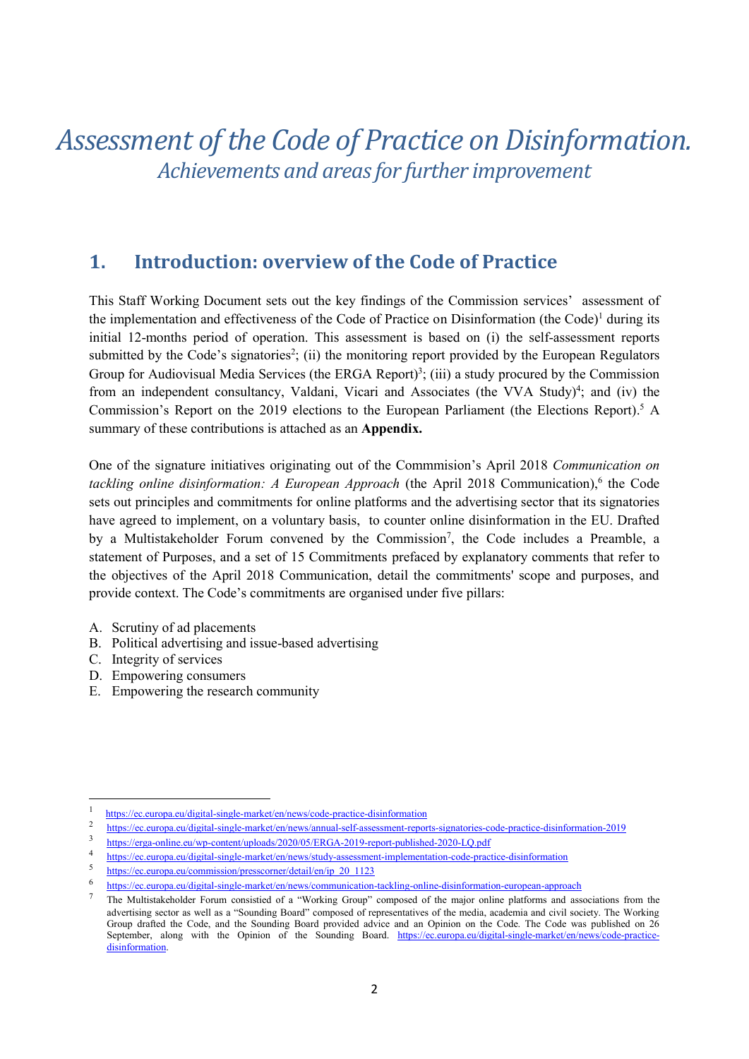# *Assessment of the Code of Practice on Disinformation.*

## *Achievements and areas for further improvement*

## 1. Introduction: overview of the Code of Practice

This Staff Working Document sets out the key findings of the Commission services' assessment of the implementation and effectiveness of the Code of Practice on Disinformation (the Code)[1] during its initial 12-months period of operation. This assessment is based on (i) the self-assessment reports submitted by the Code's signatories[2]; (ii) the monitoring report provided by the European Regulators Group for Audiovisual Media Services (the ERGA Report)[3]; (iii) a study procured by the Commission from an independent consultancy, Valdani, Vicari and Associates (the VVA Study)[4]; and (iv) the Commission's Report on the 2019 elections to the European Parliament (the Elections Report).[5] A summary of these contributions is attached as an **Appendix.**

One of the signature initiatives originating out of the Commmision's April 2018 *Communication on tackling online disinformation: A European Approach* (the April 2018 Communication),[6] the Code sets out principles and commitments for online platforms and the advertising sector that its signatories have agreed to implement, on a voluntary basis, to counter online disinformation in the EU. Drafted by a Multistakeholder Forum convened by the Commission[7], the Code includes a Preamble, a statement of Purposes, and a set of 15 Commitments prefaced by explanatory comments that refer to the objectives of the April 2018 Communication, detail the commitments' scope and purposes, and provide context. The Code's commitments are organised under five pillars:

A. Scrutiny of ad placements
B. Political advertising and issue-based advertising
C. Integrity of services
D. Empowering consumers
E. Empowering the research community

---

[1] https://ec.europa.eu/digital-single-market/en/news/code-practice-disinformation

[2] https://ec.europa.eu/digital-single-market/en/news/annual-self-assessment-reports-signatories-code-practice-disinformation-2019

[3] https://erga-online.eu/wp-content/uploads/2020/05/ERGA-2019-report-published-2020-LQ.pdf

[4] https://ec.europa.eu/digital-single-market/en/news/study-assessment-implementation-code-practice-disinformation

[5] https://ec.europa.eu/commission/presscorner/detail/en/ip_20_1123

[6] https://ec.europa.eu/digital-single-market/en/news/communication-tackling-online-disinformation-european-approach

[7] The Multistakeholder Forum consistied of a "Working Group" composed of the major online platforms and associations from the advertising sector as well as a "Sounding Board" composed of representatives of the media, academia and civil society. The Working Group drafted the Code, and the Sounding Board provided advice and an Opinion on the Code. The Code was published on 26 September, along with the Opinion of the Sounding Board. https://ec.europa.eu/digital-single-market/en/news/code-practice-disinformation.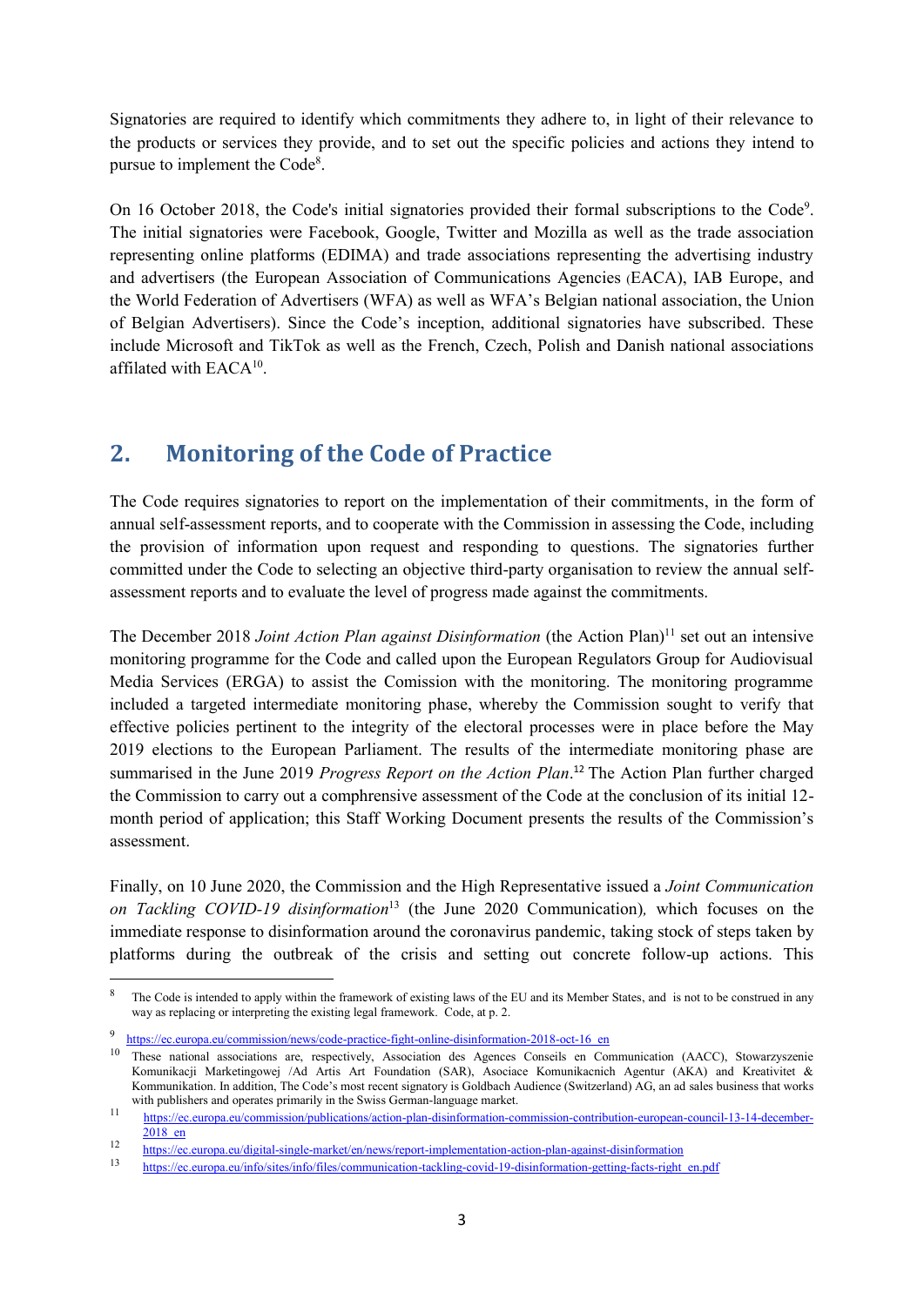Signatories are required to identify which commitments they adhere to, in light of their relevance to the products or services they provide, and to set out the specific policies and actions they intend to pursue to implement the Code[8].

On 16 October 2018, the Code's initial signatories provided their formal subscriptions to the Code[9]. The initial signatories were Facebook, Google, Twitter and Mozilla as well as the trade association representing online platforms (EDIMA) and trade associations representing the advertising industry and advertisers (the European Association of Communications Agencies (EACA), IAB Europe, and the World Federation of Advertisers (WFA) as well as WFA's Belgian national association, the Union of Belgian Advertisers). Since the Code's inception, additional signatories have subscribed. These include Microsoft and TikTok as well as the French, Czech, Polish and Danish national associations affilated with EACA[10].

## 2. Monitoring of the Code of Practice

The Code requires signatories to report on the implementation of their commitments, in the form of annual self-assessment reports, and to cooperate with the Commission in assessing the Code, including the provision of information upon request and responding to questions. The signatories further committed under the Code to selecting an objective third-party organisation to review the annual self-assessment reports and to evaluate the level of progress made against the commitments.

The December 2018 *Joint Action Plan against Disinformation* (the Action Plan)[11] set out an intensive monitoring programme for the Code and called upon the European Regulators Group for Audiovisual Media Services (ERGA) to assist the Comission with the monitoring. The monitoring programme included a targeted intermediate monitoring phase, whereby the Commission sought to verify that effective policies pertinent to the integrity of the electoral processes were in place before the May 2019 elections to the European Parliament. The results of the intermediate monitoring phase are summarised in the June 2019 *Progress Report on the Action Plan*.[12] The Action Plan further charged the Commission to carry out a comprehensive assessment of the Code at the conclusion of its initial 12-month period of application; this Staff Working Document presents the results of the Commission's assessment.

Finally, on 10 June 2020, the Commission and the High Representative issued a *Joint Communication on Tackling COVID-19 disinformation*[13] (the June 2020 Communication), which focuses on the immediate response to disinformation around the coronavirus pandemic, taking stock of steps taken by platforms during the outbreak of the crisis and setting out concrete follow-up actions. This

---

[8] The Code is intended to apply within the framework of existing laws of the EU and its Member States, and is not to be construed in any way as replacing or interpreting the existing legal framework. Code, at p. 2.

[9] https://ec.europa.eu/commission/news/code-practice-fight-online-disinformation-2018-oct-16_en

[10] These national associations are, respectively, Association des Agences Conseils en Communication (AACC), Stowarzyszenie Komunikacji Marketingowej /Ad Artis Art Foundation (SAR), Asociace Komunikacnich Agentur (AKA) and Kreativitet & Kommunikation. In addition, The Code's most recent signatory is Goldbach Audience (Switzerland) AG, an ad sales business that works with publishers and operates primarily in the Swiss German-language market.

[11] https://ec.europa.eu/commission/publications/action-plan-disinformation-commission-contribution-european-council-13-14-december-2018_en

[12] https://ec.europa.eu/digital-single-market/en/news/report-implementation-action-plan-against-disinformation

[13] https://ec.europa.eu/info/sites/info/files/communication-tackling-covid-19-disinformation-getting-facts-right_en.pdf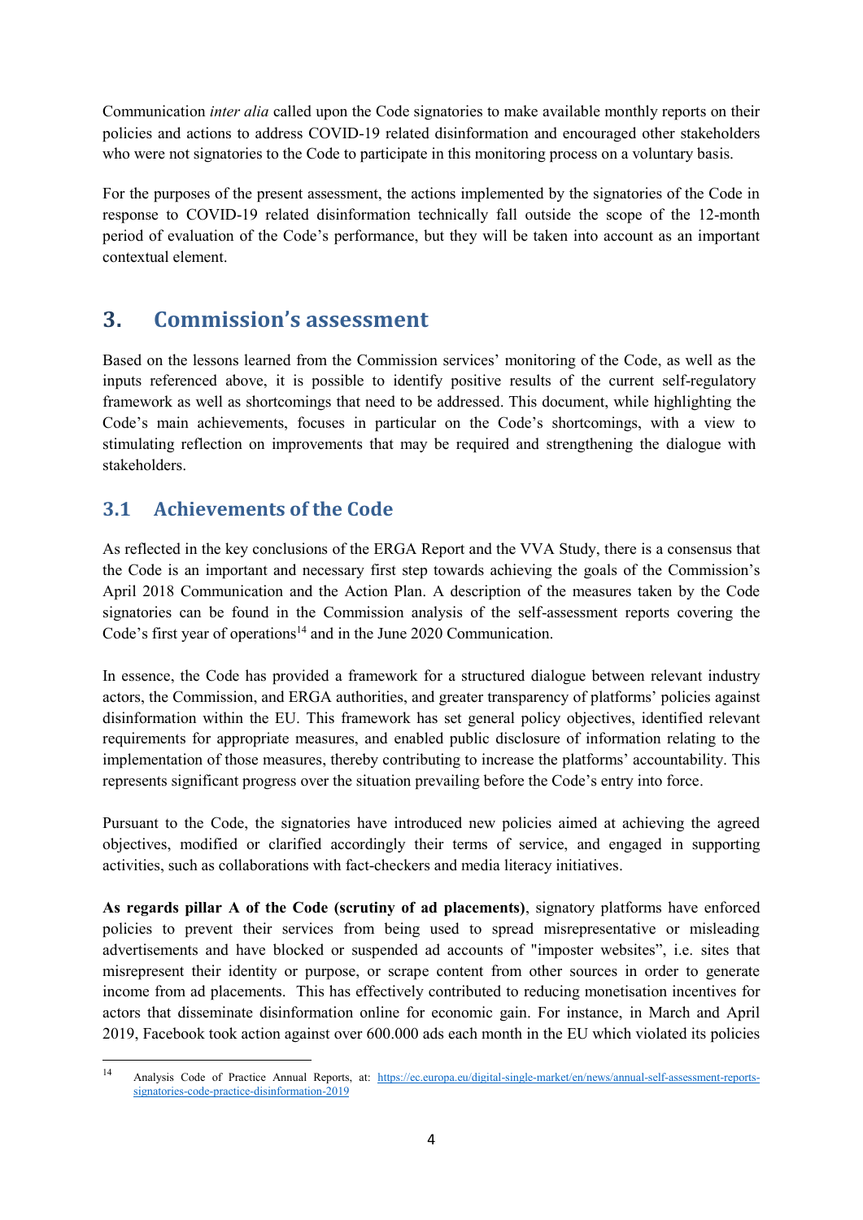Communication *inter alia* called upon the Code signatories to make available monthly reports on their policies and actions to address COVID-19 related disinformation and encouraged other stakeholders who were not signatories to the Code to participate in this monitoring process on a voluntary basis.

For the purposes of the present assessment, the actions implemented by the signatories of the Code in response to COVID-19 related disinformation technically fall outside the scope of the 12-month period of evaluation of the Code's performance, but they will be taken into account as an important contextual element.

## 3. Commission's assessment

Based on the lessons learned from the Commission services' monitoring of the Code, as well as the inputs referenced above, it is possible to identify positive results of the current self-regulatory framework as well as shortcomings that need to be addressed. This document, while highlighting the Code's main achievements, focuses in particular on the Code's shortcomings, with a view to stimulating reflection on improvements that may be required and strengthening the dialogue with stakeholders.

### 3.1 Achievements of the Code

As reflected in the key conclusions of the ERGA Report and the VVA Study, there is a consensus that the Code is an important and necessary first step towards achieving the goals of the Commission's April 2018 Communication and the Action Plan. A description of the measures taken by the Code signatories can be found in the Commission analysis of the self-assessment reports covering the Code's first year of operations[14] and in the June 2020 Communication.

In essence, the Code has provided a framework for a structured dialogue between relevant industry actors, the Commission, and ERGA authorities, and greater transparency of platforms' policies against disinformation within the EU. This framework has set general policy objectives, identified relevant requirements for appropriate measures, and enabled public disclosure of information relating to the implementation of those measures, thereby contributing to increase the platforms' accountability. This represents significant progress over the situation prevailing before the Code's entry into force.

Pursuant to the Code, the signatories have introduced new policies aimed at achieving the agreed objectives, modified or clarified accordingly their terms of service, and engaged in supporting activities, such as collaborations with fact-checkers and media literacy initiatives.

**As regards pillar A of the Code (scrutiny of ad placements)**, signatory platforms have enforced policies to prevent their services from being used to spread misrepresentative or misleading advertisements and have blocked or suspended ad accounts of "imposter websites", i.e. sites that misrepresent their identity or purpose, or scrape content from other sources in order to generate income from ad placements. This has effectively contributed to reducing monetisation incentives for actors that disseminate disinformation online for economic gain. For instance, in March and April 2019, Facebook took action against over 600.000 ads each month in the EU which violated its policies

---

[14] Analysis Code of Practice Annual Reports, at: https://ec.europa.eu/digital-single-market/en/news/annual-self-assessment-reports-signatories-code-practice-disinformation-2019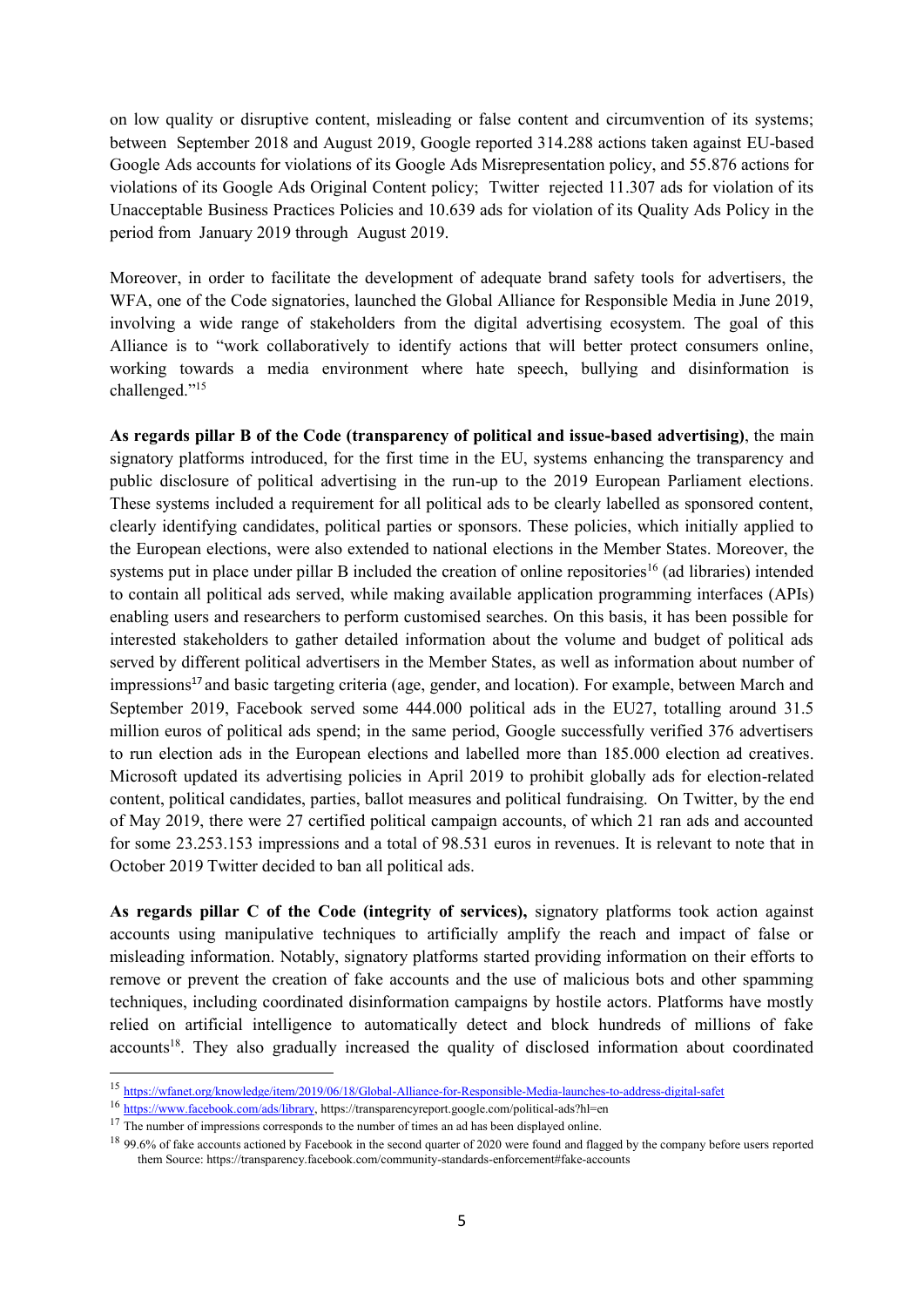on low quality or disruptive content, misleading or false content and circumvention of its systems; between September 2018 and August 2019, Google reported 314.288 actions taken against EU-based Google Ads accounts for violations of its Google Ads Misrepresentation policy, and 55.876 actions for violations of its Google Ads Original Content policy; Twitter rejected 11.307 ads for violation of its Unacceptable Business Practices Policies and 10.639 ads for violation of its Quality Ads Policy in the period from January 2019 through August 2019.

Moreover, in order to facilitate the development of adequate brand safety tools for advertisers, the WFA, one of the Code signatories, launched the Global Alliance for Responsible Media in June 2019, involving a wide range of stakeholders from the digital advertising ecosystem. The goal of this Alliance is to "work collaboratively to identify actions that will better protect consumers online, working towards a media environment where hate speech, bullying and disinformation is challenged."[15]

**As regards pillar B of the Code (transparency of political and issue-based advertising)**, the main signatory platforms introduced, for the first time in the EU, systems enhancing the transparency and public disclosure of political advertising in the run-up to the 2019 European Parliament elections. These systems included a requirement for all political ads to be clearly labelled as sponsored content, clearly identifying candidates, political parties or sponsors. These policies, which initially applied to the European elections, were also extended to national elections in the Member States. Moreover, the systems put in place under pillar B included the creation of online repositories[16] (ad libraries) intended to contain all political ads served, while making available application programming interfaces (APIs) enabling users and researchers to perform customised searches. On this basis, it has been possible for interested stakeholders to gather detailed information about the volume and budget of political ads served by different political advertisers in the Member States, as well as information about number of impressions[17] and basic targeting criteria (age, gender, and location). For example, between March and September 2019, Facebook served some 444.000 political ads in the EU27, totalling around 31.5 million euros of political ads spend; in the same period, Google successfully verified 376 advertisers to run election ads in the European elections and labelled more than 185.000 election ad creatives. Microsoft updated its advertising policies in April 2019 to prohibit globally ads for election-related content, political candidates, parties, ballot measures and political fundraising. On Twitter, by the end of May 2019, there were 27 certified political campaign accounts, of which 21 ran ads and accounted for some 23.253.153 impressions and a total of 98.531 euros in revenues. It is relevant to note that in October 2019 Twitter decided to ban all political ads.

**As regards pillar C of the Code (integrity of services),** signatory platforms took action against accounts using manipulative techniques to artificially amplify the reach and impact of false or misleading information. Notably, signatory platforms started providing information on their efforts to remove or prevent the creation of fake accounts and the use of malicious bots and other spamming techniques, including coordinated disinformation campaigns by hostile actors. Platforms have mostly relied on artificial intelligence to automatically detect and block hundreds of millions of fake accounts[18]. They also gradually increased the quality of disclosed information about coordinated

---

[15] https://wfanet.org/knowledge/item/2019/06/18/Global-Alliance-for-Responsible-Media-launches-to-address-digital-safet

[16] https://www.facebook.com/ads/library, https://transparencyreport.google.com/political-ads?hl=en

[17] The number of impressions corresponds to the number of times an ad has been displayed online.

[18] 99.6% of fake accounts actioned by Facebook in the second quarter of 2020 were found and flagged by the company before users reported them Source: https://transparency.facebook.com/community-standards-enforcement#fake-accounts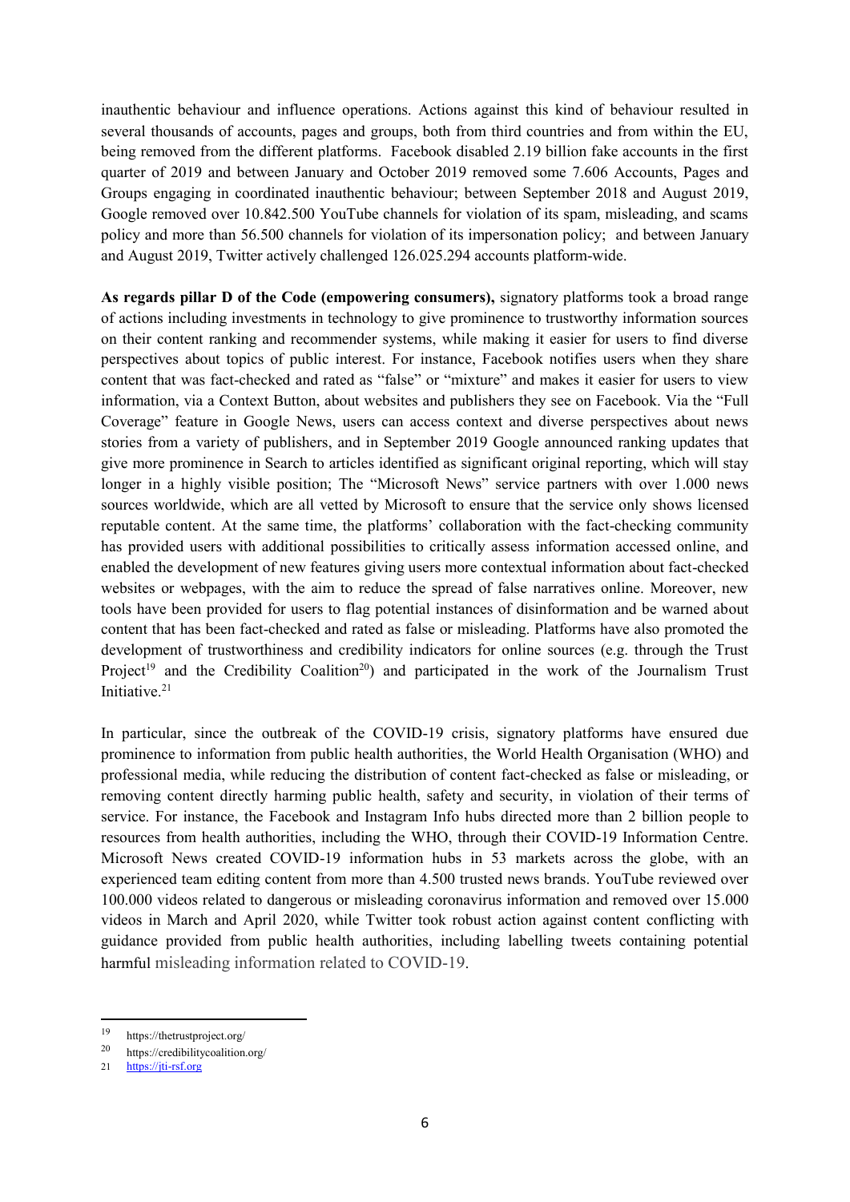inauthentic behaviour and influence operations. Actions against this kind of behaviour resulted in several thousands of accounts, pages and groups, both from third countries and from within the EU, being removed from the different platforms. Facebook disabled 2.19 billion fake accounts in the first quarter of 2019 and between January and October 2019 removed some 7.606 Accounts, Pages and Groups engaging in coordinated inauthentic behaviour; between September 2018 and August 2019, Google removed over 10.842.500 YouTube channels for violation of its spam, misleading, and scams policy and more than 56.500 channels for violation of its impersonation policy; and between January and August 2019, Twitter actively challenged 126.025.294 accounts platform-wide.

**As regards pillar D of the Code (empowering consumers),** signatory platforms took a broad range of actions including investments in technology to give prominence to trustworthy information sources on their content ranking and recommender systems, while making it easier for users to find diverse perspectives about topics of public interest. For instance, Facebook notifies users when they share content that was fact-checked and rated as "false" or "mixture" and makes it easier for users to view information, via a Context Button, about websites and publishers they see on Facebook. Via the "Full Coverage" feature in Google News, users can access context and diverse perspectives about news stories from a variety of publishers, and in September 2019 Google announced ranking updates that give more prominence in Search to articles identified as significant original reporting, which will stay longer in a highly visible position; The "Microsoft News" service partners with over 1.000 news sources worldwide, which are all vetted by Microsoft to ensure that the service only shows licensed reputable content. At the same time, the platforms' collaboration with the fact-checking community has provided users with additional possibilities to critically assess information accessed online, and enabled the development of new features giving users more contextual information about fact-checked websites or webpages, with the aim to reduce the spread of false narratives online. Moreover, new tools have been provided for users to flag potential instances of disinformation and be warned about content that has been fact-checked and rated as false or misleading. Platforms have also promoted the development of trustworthiness and credibility indicators for online sources (e.g. through the Trust Project[19] and the Credibility Coalition[20]) and participated in the work of the Journalism Trust Initiative.[21]

In particular, since the outbreak of the COVID-19 crisis, signatory platforms have ensured due prominence to information from public health authorities, the World Health Organisation (WHO) and professional media, while reducing the distribution of content fact-checked as false or misleading, or removing content directly harming public health, safety and security, in violation of their terms of service. For instance, the Facebook and Instagram Info hubs directed more than 2 billion people to resources from health authorities, including the WHO, through their COVID-19 Information Centre. Microsoft News created COVID-19 information hubs in 53 markets across the globe, with an experienced team editing content from more than 4.500 trusted news brands. YouTube reviewed over 100.000 videos related to dangerous or misleading coronavirus information and removed over 15.000 videos in March and April 2020, while Twitter took robust action against content conflicting with guidance provided from public health authorities, including labelling tweets containing potential harmful misleading information related to COVID-19.

---

[19] https://thetrustproject.org/

[20] https://credibilitycoalition.org/

[21] https://jti-rsf.org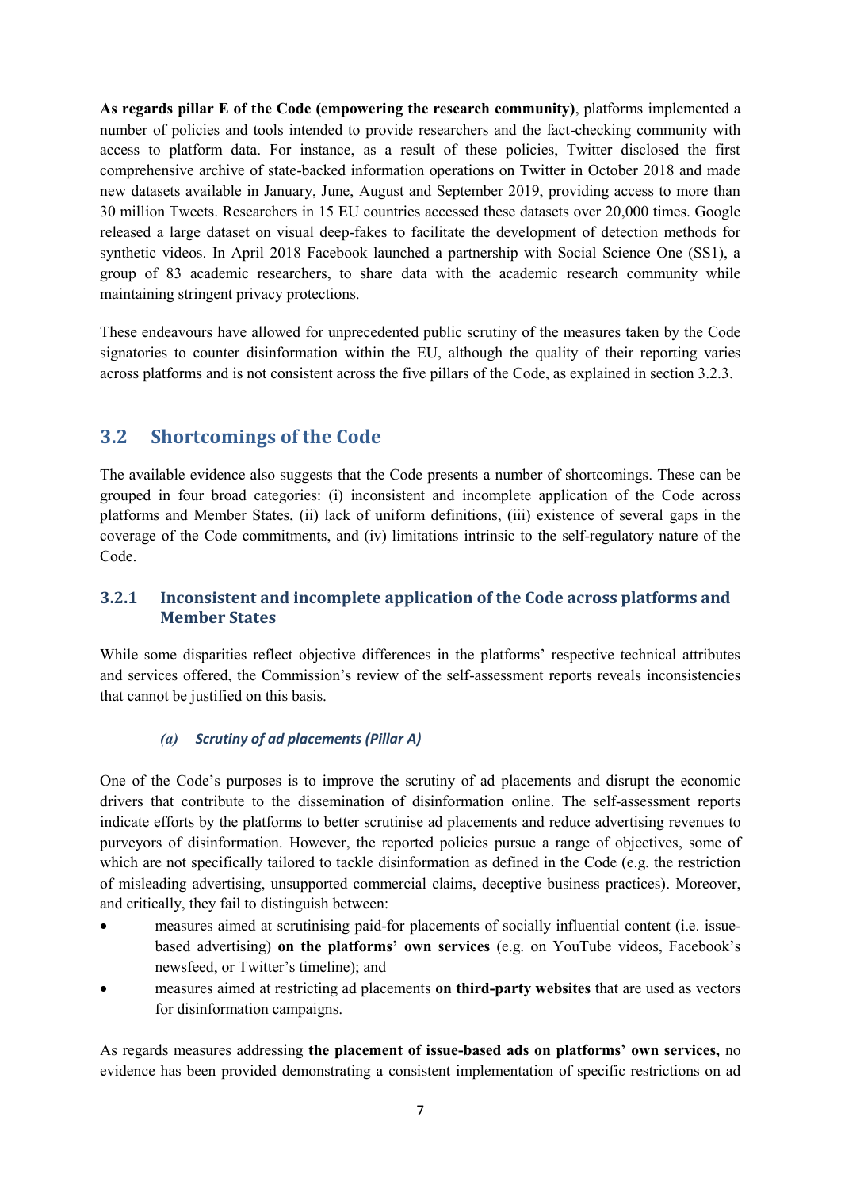**As regards pillar E of the Code (empowering the research community)**, platforms implemented a number of policies and tools intended to provide researchers and the fact-checking community with access to platform data. For instance, as a result of these policies, Twitter disclosed the first comprehensive archive of state-backed information operations on Twitter in October 2018 and made new datasets available in January, June, August and September 2019, providing access to more than 30 million Tweets. Researchers in 15 EU countries accessed these datasets over 20,000 times. Google released a large dataset on visual deep-fakes to facilitate the development of detection methods for synthetic videos. In April 2018 Facebook launched a partnership with Social Science One (SS1), a group of 83 academic researchers, to share data with the academic research community while maintaining stringent privacy protections.

These endeavours have allowed for unprecedented public scrutiny of the measures taken by the Code signatories to counter disinformation within the EU, although the quality of their reporting varies across platforms and is not consistent across the five pillars of the Code, as explained in section 3.2.3.

## 3.2 Shortcomings of the Code

The available evidence also suggests that the Code presents a number of shortcomings. These can be grouped in four broad categories: (i) inconsistent and incomplete application of the Code across platforms and Member States, (ii) lack of uniform definitions, (iii) existence of several gaps in the coverage of the Code commitments, and (iv) limitations intrinsic to the self-regulatory nature of the Code.

### 3.2.1 Inconsistent and incomplete application of the Code across platforms and Member States

While some disparities reflect objective differences in the platforms' respective technical attributes and services offered, the Commission's review of the self-assessment reports reveals inconsistencies that cannot be justified on this basis.

#### *(a) Scrutiny of ad placements (Pillar A)*

One of the Code's purposes is to improve the scrutiny of ad placements and disrupt the economic drivers that contribute to the dissemination of disinformation online. The self-assessment reports indicate efforts by the platforms to better scrutinise ad placements and reduce advertising revenues to purveyors of disinformation. However, the reported policies pursue a range of objectives, some of which are not specifically tailored to tackle disinformation as defined in the Code (e.g. the restriction of misleading advertising, unsupported commercial claims, deceptive business practices). Moreover, and critically, they fail to distinguish between:

- measures aimed at scrutinising paid-for placements of socially influential content (i.e. issue-based advertising) **on the platforms' own services** (e.g. on YouTube videos, Facebook's newsfeed, or Twitter's timeline); and
- measures aimed at restricting ad placements **on third-party websites** that are used as vectors for disinformation campaigns.

As regards measures addressing **the placement of issue-based ads on platforms' own services,** no evidence has been provided demonstrating a consistent implementation of specific restrictions on ad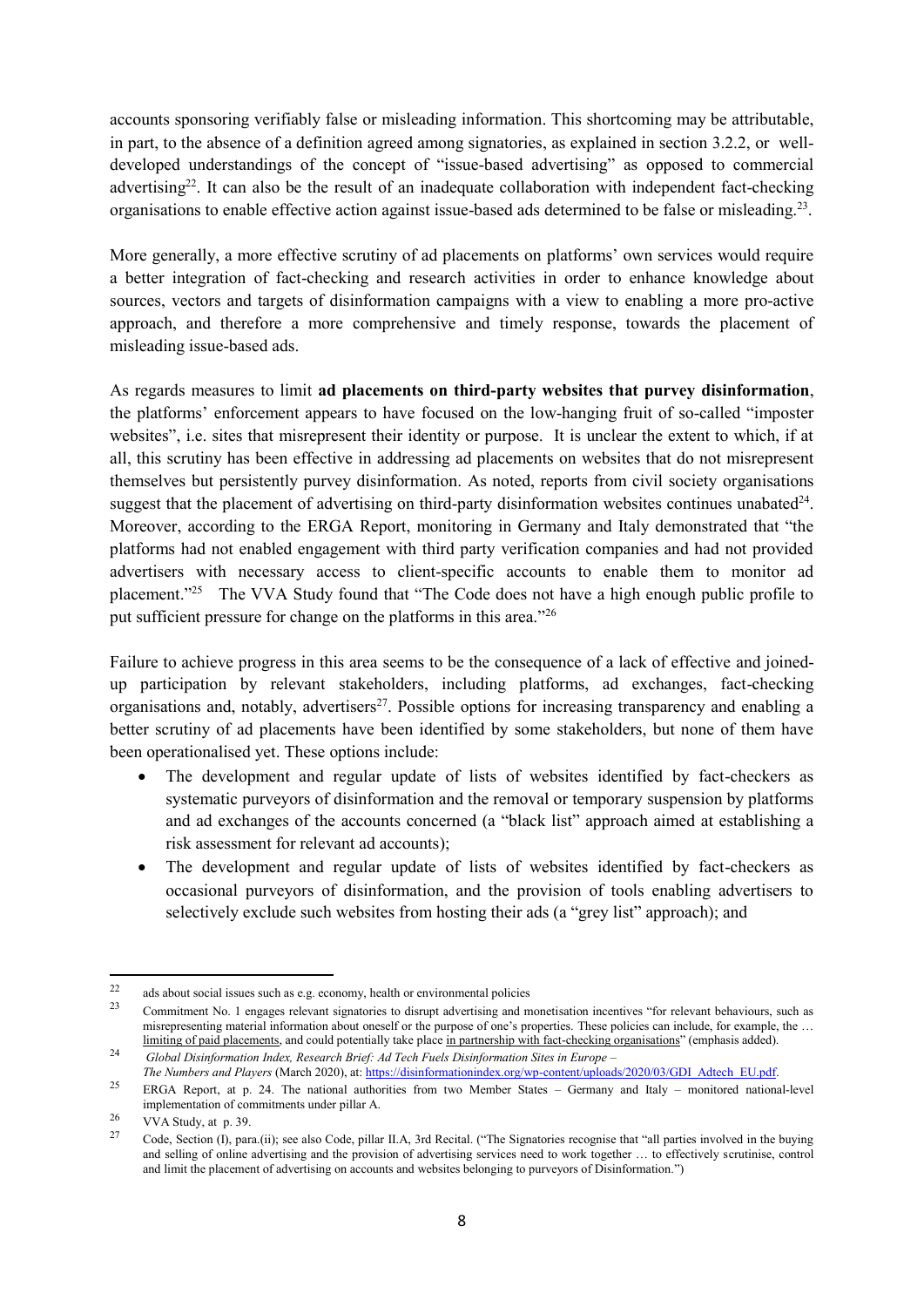accounts sponsoring verifiably false or misleading information. This shortcoming may be attributable, in part, to the absence of a definition agreed among signatories, as explained in section 3.2.2, or well-developed understandings of the concept of "issue-based advertising" as opposed to commercial advertising[22]. It can also be the result of an inadequate collaboration with independent fact-checking organisations to enable effective action against issue-based ads determined to be false or misleading.[23].

More generally, a more effective scrutiny of ad placements on platforms' own services would require a better integration of fact-checking and research activities in order to enhance knowledge about sources, vectors and targets of disinformation campaigns with a view to enabling a more pro-active approach, and therefore a more comprehensive and timely response, towards the placement of misleading issue-based ads.

As regards measures to limit **ad placements on third-party websites that purvey disinformation**, the platforms' enforcement appears to have focused on the low-hanging fruit of so-called "imposter websites", i.e. sites that misrepresent their identity or purpose. It is unclear the extent to which, if at all, this scrutiny has been effective in addressing ad placements on websites that do not misrepresent themselves but persistently purvey disinformation. As noted, reports from civil society organisations suggest that the placement of advertising on third-party disinformation websites continues unabated[24]. Moreover, according to the ERGA Report, monitoring in Germany and Italy demonstrated that "the platforms had not enabled engagement with third party verification companies and had not provided advertisers with necessary access to client-specific accounts to enable them to monitor ad placement."[25] The VVA Study found that "The Code does not have a high enough public profile to put sufficient pressure for change on the platforms in this area."[26]

Failure to achieve progress in this area seems to be the consequence of a lack of effective and joined-up participation by relevant stakeholders, including platforms, ad exchanges, fact-checking organisations and, notably, advertisers[27]. Possible options for increasing transparency and enabling a better scrutiny of ad placements have been identified by some stakeholders, but none of them have been operationalised yet. These options include:

- The development and regular update of lists of websites identified by fact-checkers as systematic purveyors of disinformation and the removal or temporary suspension by platforms and ad exchanges of the accounts concerned (a "black list" approach aimed at establishing a risk assessment for relevant ad accounts);
- The development and regular update of lists of websites identified by fact-checkers as occasional purveyors of disinformation, and the provision of tools enabling advertisers to selectively exclude such websites from hosting their ads (a "grey list" approach); and

---

[22] ads about social issues such as e.g. economy, health or environmental policies

[23] Commitment No. 1 engages relevant signatories to disrupt advertising and monetisation incentives "for relevant behaviours, such as misrepresenting material information about oneself or the purpose of one's properties. These policies can include, for example, the … limiting of paid placements, and could potentially take place in partnership with fact-checking organisations" (emphasis added).

[24] *Global Disinformation Index, Research Brief: Ad Tech Fuels Disinformation Sites in Europe – The Numbers and Players* (March 2020), at: https://disinformationindex.org/wp-content/uploads/2020/03/GDI_Adtech_EU.pdf.

[25] ERGA Report, at p. 24. The national authorities from two Member States – Germany and Italy – monitored national-level implementation of commitments under pillar A.

[26] VVA Study, at p. 39.

[27] Code, Section (I), para.(ii); see also Code, pillar II.A, 3rd Recital. ("The Signatories recognise that "all parties involved in the buying and selling of online advertising and the provision of advertising services need to work together … to effectively scrutinise, control and limit the placement of advertising on accounts and websites belonging to purveyors of Disinformation.")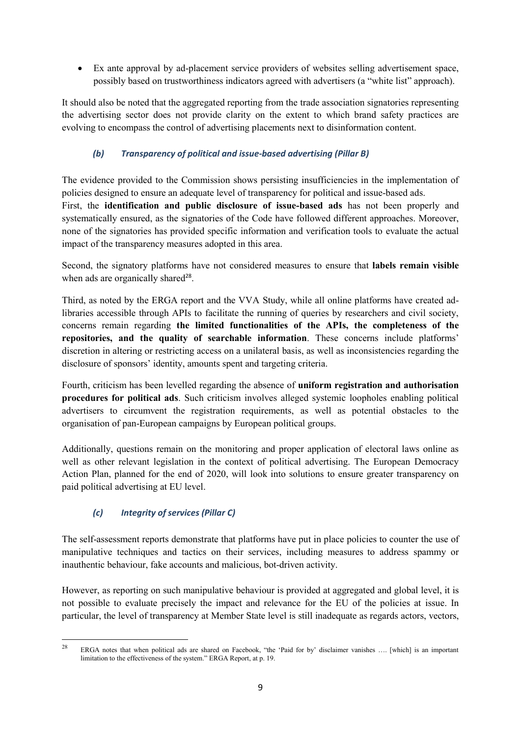- Ex ante approval by ad-placement service providers of websites selling advertisement space, possibly based on trustworthiness indicators agreed with advertisers (a "white list" approach).

It should also be noted that the aggregated reporting from the trade association signatories representing the advertising sector does not provide clarity on the extent to which brand safety practices are evolving to encompass the control of advertising placements next to disinformation content.

### *(b) Transparency of political and issue-based advertising (Pillar B)*

The evidence provided to the Commission shows persisting insufficiencies in the implementation of policies designed to ensure an adequate level of transparency for political and issue-based ads.

First, the **identification and public disclosure of issue-based ads** has not been properly and systematically ensured, as the signatories of the Code have followed different approaches. Moreover, none of the signatories has provided specific information and verification tools to evaluate the actual impact of the transparency measures adopted in this area.

Second, the signatory platforms have not considered measures to ensure that **labels remain visible** when ads are organically shared[28].

Third, as noted by the ERGA report and the VVA Study, while all online platforms have created ad-libraries accessible through APIs to facilitate the running of queries by researchers and civil society, concerns remain regarding **the limited functionalities of the APIs, the completeness of the repositories, and the quality of searchable information**. These concerns include platforms' discretion in altering or restricting access on a unilateral basis, as well as inconsistencies regarding the disclosure of sponsors' identity, amounts spent and targeting criteria.

Fourth, criticism has been levelled regarding the absence of **uniform registration and authorisation procedures for political ads**. Such criticism involves alleged systemic loopholes enabling political advertisers to circumvent the registration requirements, as well as potential obstacles to the organisation of pan-European campaigns by European political groups.

Additionally, questions remain on the monitoring and proper application of electoral laws online as well as other relevant legislation in the context of political advertising. The European Democracy Action Plan, planned for the end of 2020, will look into solutions to ensure greater transparency on paid political advertising at EU level.

### *(c) Integrity of services (Pillar C)*

The self-assessment reports demonstrate that platforms have put in place policies to counter the use of manipulative techniques and tactics on their services, including measures to address spammy or inauthentic behaviour, fake accounts and malicious, bot-driven activity.

However, as reporting on such manipulative behaviour is provided at aggregated and global level, it is not possible to evaluate precisely the impact and relevance for the EU of the policies at issue. In particular, the level of transparency at Member State level is still inadequate as regards actors, vectors,

[28] ERGA notes that when political ads are shared on Facebook, "the 'Paid for by' disclaimer vanishes …. [which] is an important limitation to the effectiveness of the system." ERGA Report, at p. 19.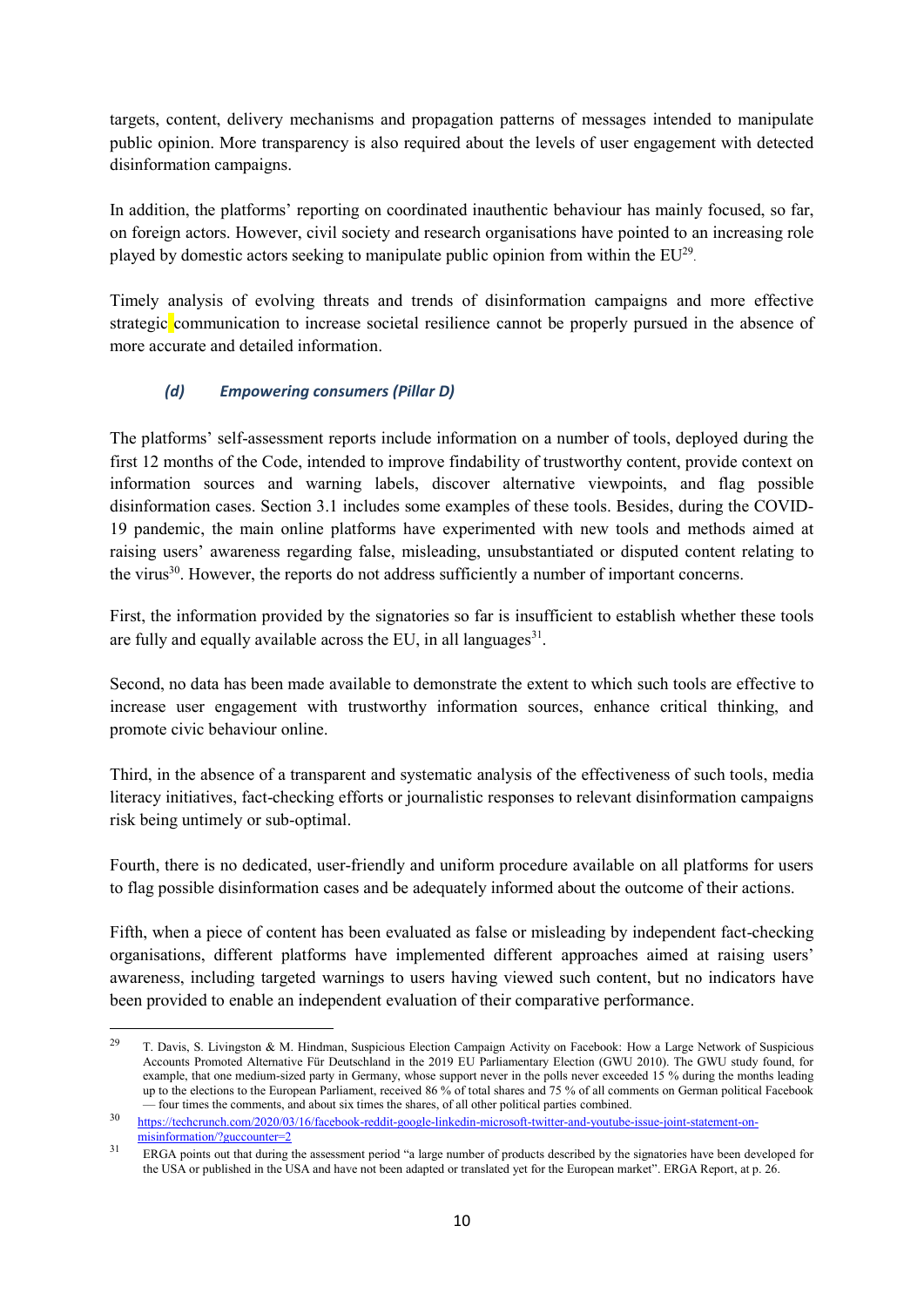targets, content, delivery mechanisms and propagation patterns of messages intended to manipulate public opinion. More transparency is also required about the levels of user engagement with detected disinformation campaigns.

In addition, the platforms' reporting on coordinated inauthentic behaviour has mainly focused, so far, on foreign actors. However, civil society and research organisations have pointed to an increasing role played by domestic actors seeking to manipulate public opinion from within the EU[29].

Timely analysis of evolving threats and trends of disinformation campaigns and more effective strategic communication to increase societal resilience cannot be properly pursued in the absence of more accurate and detailed information.

### *(d) Empowering consumers (Pillar D)*

The platforms' self-assessment reports include information on a number of tools, deployed during the first 12 months of the Code, intended to improve findability of trustworthy content, provide context on information sources and warning labels, discover alternative viewpoints, and flag possible disinformation cases. Section 3.1 includes some examples of these tools. Besides, during the COVID-19 pandemic, the main online platforms have experimented with new tools and methods aimed at raising users' awareness regarding false, misleading, unsubstantiated or disputed content relating to the virus[30]. However, the reports do not address sufficiently a number of important concerns.

First, the information provided by the signatories so far is insufficient to establish whether these tools are fully and equally available across the EU, in all languages[31].

Second, no data has been made available to demonstrate the extent to which such tools are effective to increase user engagement with trustworthy information sources, enhance critical thinking, and promote civic behaviour online.

Third, in the absence of a transparent and systematic analysis of the effectiveness of such tools, media literacy initiatives, fact-checking efforts or journalistic responses to relevant disinformation campaigns risk being untimely or sub-optimal.

Fourth, there is no dedicated, user-friendly and uniform procedure available on all platforms for users to flag possible disinformation cases and be adequately informed about the outcome of their actions.

Fifth, when a piece of content has been evaluated as false or misleading by independent fact-checking organisations, different platforms have implemented different approaches aimed at raising users' awareness, including targeted warnings to users having viewed such content, but no indicators have been provided to enable an independent evaluation of their comparative performance.

---

[29] T. Davis, S. Livingston & M. Hindman, Suspicious Election Campaign Activity on Facebook: How a Large Network of Suspicious Accounts Promoted Alternative Für Deutschland in the 2019 EU Parliamentary Election (GWU 2010). The GWU study found, for example, that one medium-sized party in Germany, whose support never in the polls never exceeded 15 % during the months leading up to the elections to the European Parliament, received 86 % of total shares and 75 % of all comments on German political Facebook — four times the comments, and about six times the shares, of all other political parties combined.

[30] https://techcrunch.com/2020/03/16/facebook-reddit-google-linkedin-microsoft-twitter-and-youtube-issue-joint-statement-on-misinformation/?guccounter=2

[31] ERGA points out that during the assessment period "a large number of products described by the signatories have been developed for the USA or published in the USA and have not been adapted or translated yet for the European market". ERGA Report, at p. 26.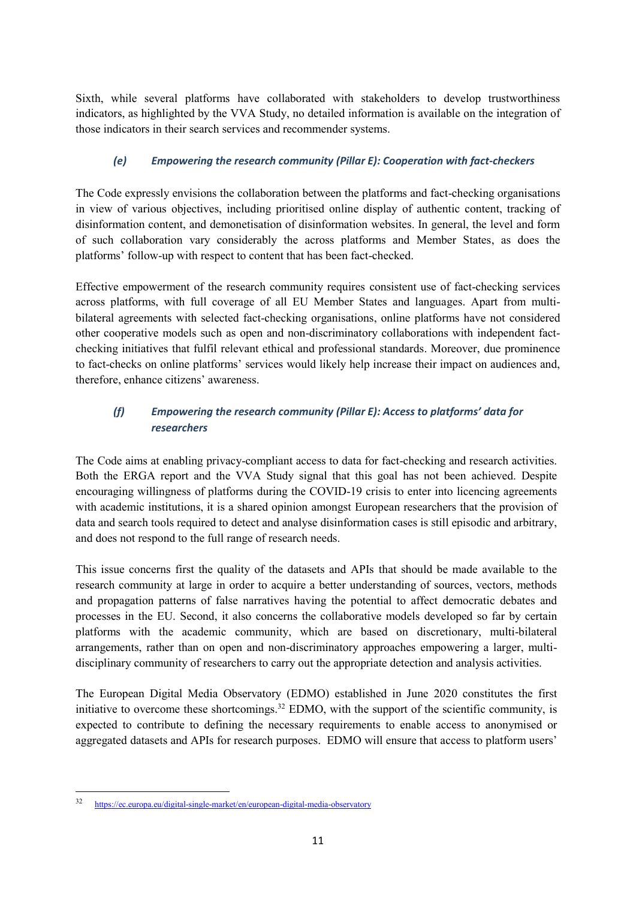Sixth, while several platforms have collaborated with stakeholders to develop trustworthiness indicators, as highlighted by the VVA Study, no detailed information is available on the integration of those indicators in their search services and recommender systems.

### *(e) Empowering the research community (Pillar E): Cooperation with fact-checkers*

The Code expressly envisions the collaboration between the platforms and fact-checking organisations in view of various objectives, including prioritised online display of authentic content, tracking of disinformation content, and demonetisation of disinformation websites. In general, the level and form of such collaboration vary considerably the across platforms and Member States, as does the platforms' follow-up with respect to content that has been fact-checked.

Effective empowerment of the research community requires consistent use of fact-checking services across platforms, with full coverage of all EU Member States and languages. Apart from multi-bilateral agreements with selected fact-checking organisations, online platforms have not considered other cooperative models such as open and non-discriminatory collaborations with independent fact-checking initiatives that fulfil relevant ethical and professional standards. Moreover, due prominence to fact-checks on online platforms' services would likely help increase their impact on audiences and, therefore, enhance citizens' awareness.

### *(f) Empowering the research community (Pillar E): Access to platforms' data for researchers*

The Code aims at enabling privacy-compliant access to data for fact-checking and research activities. Both the ERGA report and the VVA Study signal that this goal has not been achieved. Despite encouraging willingness of platforms during the COVID-19 crisis to enter into licencing agreements with academic institutions, it is a shared opinion amongst European researchers that the provision of data and search tools required to detect and analyse disinformation cases is still episodic and arbitrary, and does not respond to the full range of research needs.

This issue concerns first the quality of the datasets and APIs that should be made available to the research community at large in order to acquire a better understanding of sources, vectors, methods and propagation patterns of false narratives having the potential to affect democratic debates and processes in the EU. Second, it also concerns the collaborative models developed so far by certain platforms with the academic community, which are based on discretionary, multi-bilateral arrangements, rather than on open and non-discriminatory approaches empowering a larger, multi-disciplinary community of researchers to carry out the appropriate detection and analysis activities.

The European Digital Media Observatory (EDMO) established in June 2020 constitutes the first initiative to overcome these shortcomings.[32] EDMO, with the support of the scientific community, is expected to contribute to defining the necessary requirements to enable access to anonymised or aggregated datasets and APIs for research purposes. EDMO will ensure that access to platform users'

---

[32] https://ec.europa.eu/digital-single-market/en/european-digital-media-observatory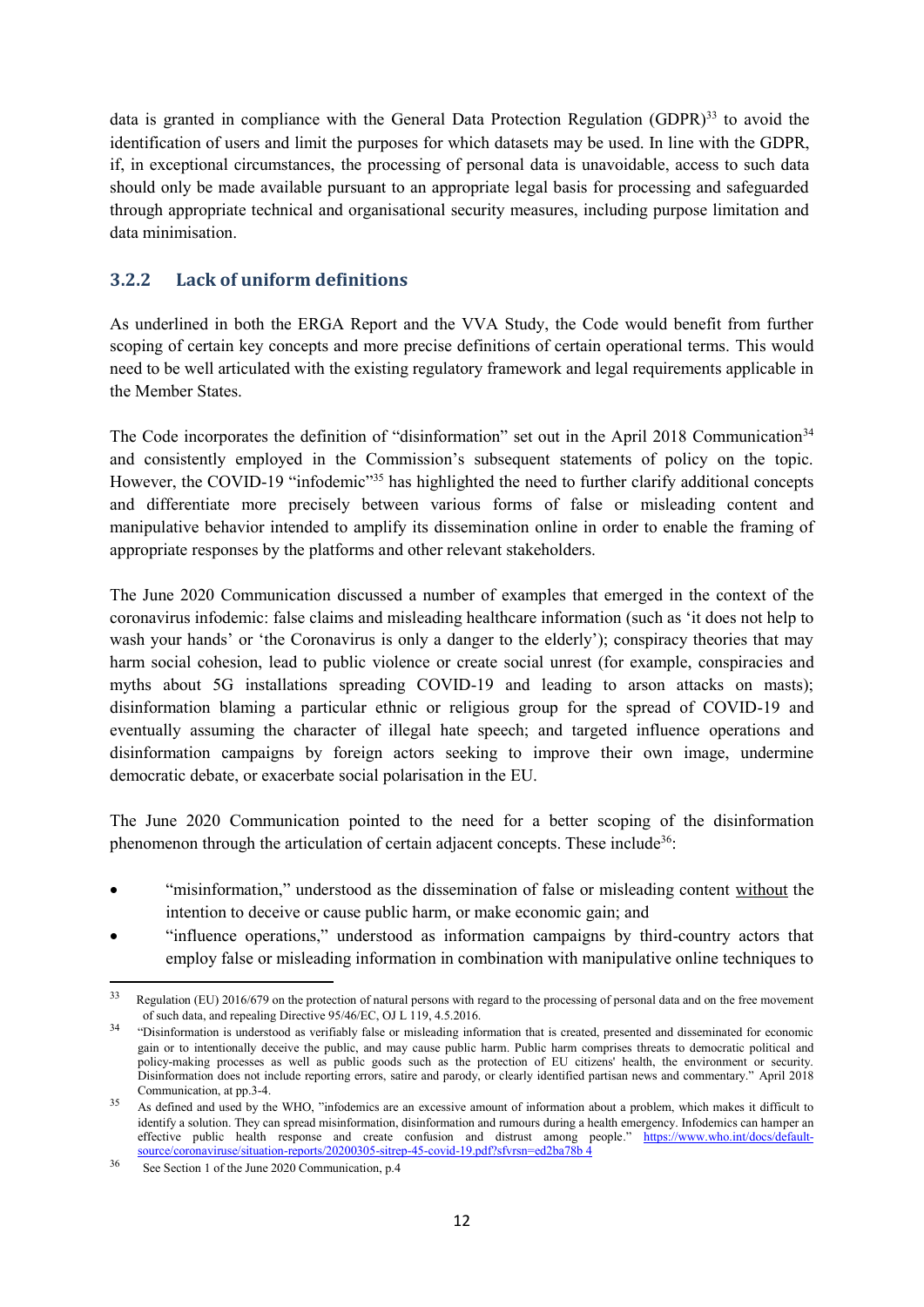data is granted in compliance with the General Data Protection Regulation (GDPR)[33] to avoid the identification of users and limit the purposes for which datasets may be used. In line with the GDPR, if, in exceptional circumstances, the processing of personal data is unavoidable, access to such data should only be made available pursuant to an appropriate legal basis for processing and safeguarded through appropriate technical and organisational security measures, including purpose limitation and data minimisation.

### 3.2.2 Lack of uniform definitions

As underlined in both the ERGA Report and the VVA Study, the Code would benefit from further scoping of certain key concepts and more precise definitions of certain operational terms. This would need to be well articulated with the existing regulatory framework and legal requirements applicable in the Member States.

The Code incorporates the definition of "disinformation" set out in the April 2018 Communication[34] and consistently employed in the Commission's subsequent statements of policy on the topic. However, the COVID-19 "infodemic"[35] has highlighted the need to further clarify additional concepts and differentiate more precisely between various forms of false or misleading content and manipulative behavior intended to amplify its dissemination online in order to enable the framing of appropriate responses by the platforms and other relevant stakeholders.

The June 2020 Communication discussed a number of examples that emerged in the context of the coronavirus infodemic: false claims and misleading healthcare information (such as 'it does not help to wash your hands' or 'the Coronavirus is only a danger to the elderly'); conspiracy theories that may harm social cohesion, lead to public violence or create social unrest (for example, conspiracies and myths about 5G installations spreading COVID-19 and leading to arson attacks on masts); disinformation blaming a particular ethnic or religious group for the spread of COVID-19 and eventually assuming the character of illegal hate speech; and targeted influence operations and disinformation campaigns by foreign actors seeking to improve their own image, undermine democratic debate, or exacerbate social polarisation in the EU.

The June 2020 Communication pointed to the need for a better scoping of the disinformation phenomenon through the articulation of certain adjacent concepts. These include[36]:

- "misinformation," understood as the dissemination of false or misleading content <u>without</u> the intention to deceive or cause public harm, or make economic gain; and
- "influence operations," understood as information campaigns by third-country actors that employ false or misleading information in combination with manipulative online techniques to

---

[33] Regulation (EU) 2016/679 on the protection of natural persons with regard to the processing of personal data and on the free movement of such data, and repealing Directive 95/46/EC, OJ L 119, 4.5.2016.

[34] "Disinformation is understood as verifiably false or misleading information that is created, presented and disseminated for economic gain or to intentionally deceive the public, and may cause public harm. Public harm comprises threats to democratic political and policy-making processes as well as public goods such as the protection of EU citizens' health, the environment or security. Disinformation does not include reporting errors, satire and parody, or clearly identified partisan news and commentary." April 2018 Communication, at pp.3-4.

[35] As defined and used by the WHO, "infodemics are an excessive amount of information about a problem, which makes it difficult to identify a solution. They can spread misinformation, disinformation and rumours during a health emergency. Infodemics can hamper an effective public health response and create confusion and distrust among people." https://www.who.int/docs/default-source/coronaviruse/situation-reports/20200305-sitrep-45-covid-19.pdf?sfvrsn=ed2ba78b_4

[36] See Section 1 of the June 2020 Communication, p.4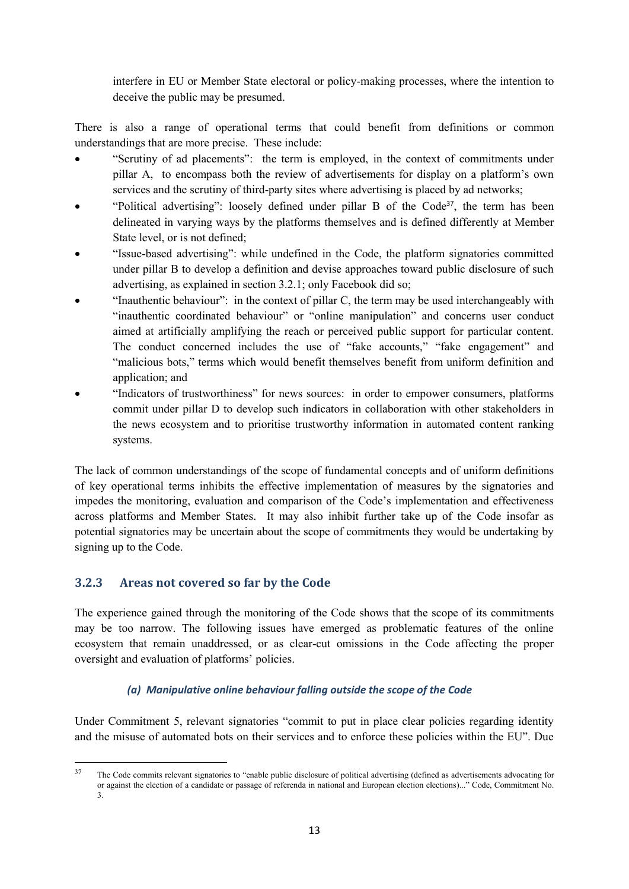interfere in EU or Member State electoral or policy-making processes, where the intention to deceive the public may be presumed.

There is also a range of operational terms that could benefit from definitions or common understandings that are more precise. These include:

- "Scrutiny of ad placements": the term is employed, in the context of commitments under pillar A, to encompass both the review of advertisements for display on a platform's own services and the scrutiny of third-party sites where advertising is placed by ad networks;
- "Political advertising": loosely defined under pillar B of the Code[37], the term has been delineated in varying ways by the platforms themselves and is defined differently at Member State level, or is not defined;
- "Issue-based advertising": while undefined in the Code, the platform signatories committed under pillar B to develop a definition and devise approaches toward public disclosure of such advertising, as explained in section 3.2.1; only Facebook did so;
- "Inauthentic behaviour": in the context of pillar C, the term may be used interchangeably with "inauthentic coordinated behaviour" or "online manipulation" and concerns user conduct aimed at artificially amplifying the reach or perceived public support for particular content. The conduct concerned includes the use of "fake accounts," "fake engagement" and "malicious bots," terms which would benefit themselves benefit from uniform definition and application; and
- "Indicators of trustworthiness" for news sources: in order to empower consumers, platforms commit under pillar D to develop such indicators in collaboration with other stakeholders in the news ecosystem and to prioritise trustworthy information in automated content ranking systems.

The lack of common understandings of the scope of fundamental concepts and of uniform definitions of key operational terms inhibits the effective implementation of measures by the signatories and impedes the monitoring, evaluation and comparison of the Code's implementation and effectiveness across platforms and Member States. It may also inhibit further take up of the Code insofar as potential signatories may be uncertain about the scope of commitments they would be undertaking by signing up to the Code.

### 3.2.3 Areas not covered so far by the Code

The experience gained through the monitoring of the Code shows that the scope of its commitments may be too narrow. The following issues have emerged as problematic features of the online ecosystem that remain unaddressed, or as clear-cut omissions in the Code affecting the proper oversight and evaluation of platforms' policies.

#### *(a) Manipulative online behaviour falling outside the scope of the Code*

Under Commitment 5, relevant signatories "commit to put in place clear policies regarding identity and the misuse of automated bots on their services and to enforce these policies within the EU". Due

---

[37] The Code commits relevant signatories to "enable public disclosure of political advertising (defined as advertisements advocating for or against the election of a candidate or passage of referenda in national and European election elections)..." Code, Commitment No. 3.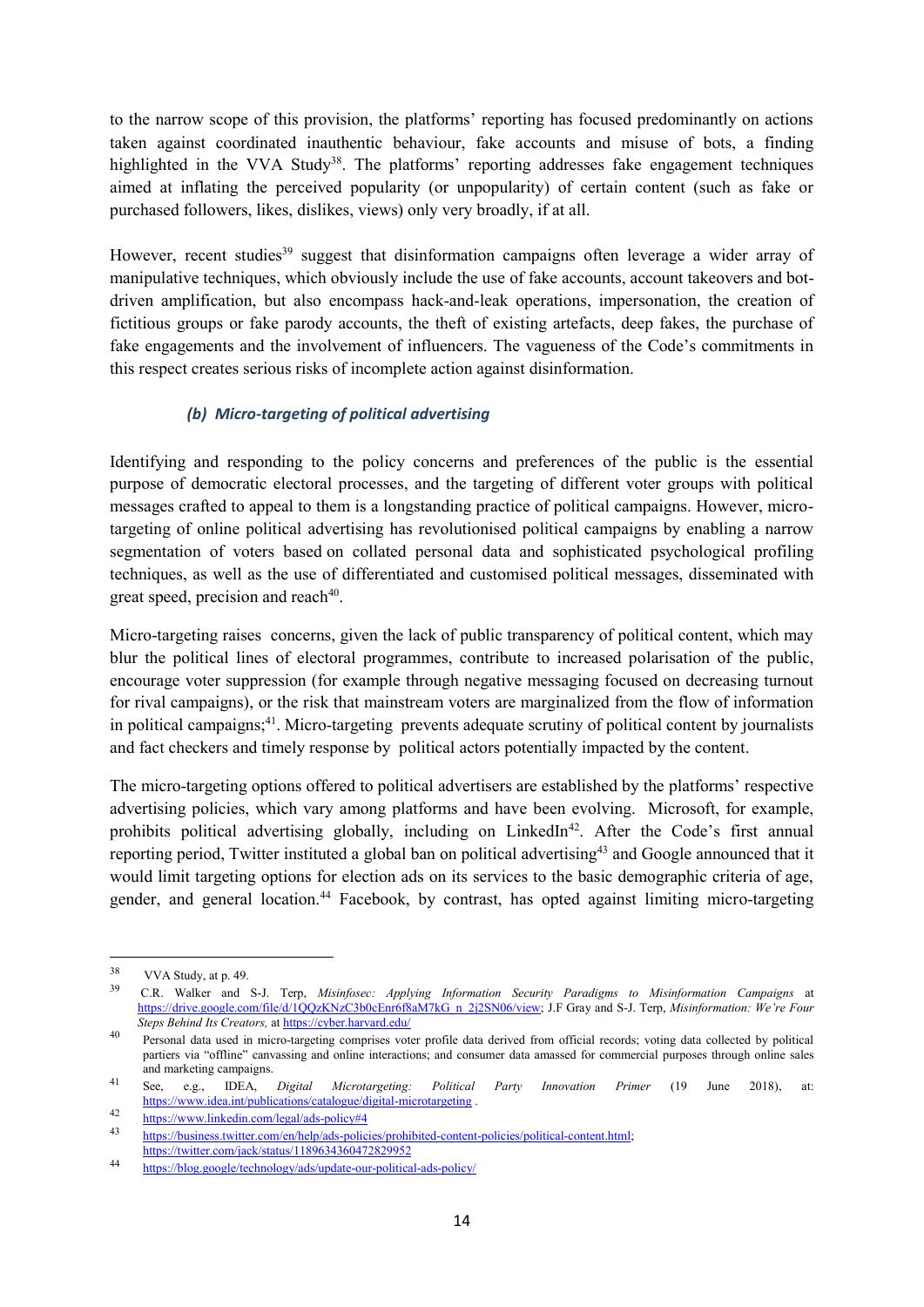to the narrow scope of this provision, the platforms' reporting has focused predominantly on actions taken against coordinated inauthentic behaviour, fake accounts and misuse of bots, a finding highlighted in the VVA Study[38]. The platforms' reporting addresses fake engagement techniques aimed at inflating the perceived popularity (or unpopularity) of certain content (such as fake or purchased followers, likes, dislikes, views) only very broadly, if at all.

However, recent studies[39] suggest that disinformation campaigns often leverage a wider array of manipulative techniques, which obviously include the use of fake accounts, account takeovers and bot-driven amplification, but also encompass hack-and-leak operations, impersonation, the creation of fictitious groups or fake parody accounts, the theft of existing artefacts, deep fakes, the purchase of fake engagements and the involvement of influencers. The vagueness of the Code's commitments in this respect creates serious risks of incomplete action against disinformation.

#### *(b) Micro-targeting of political advertising*

Identifying and responding to the policy concerns and preferences of the public is the essential purpose of democratic electoral processes, and the targeting of different voter groups with political messages crafted to appeal to them is a longstanding practice of political campaigns. However, micro-targeting of online political advertising has revolutionised political campaigns by enabling a narrow segmentation of voters based on collated personal data and sophisticated psychological profiling techniques, as well as the use of differentiated and customised political messages, disseminated with great speed, precision and reach[40].

Micro-targeting raises concerns, given the lack of public transparency of political content, which may blur the political lines of electoral programmes, contribute to increased polarisation of the public, encourage voter suppression (for example through negative messaging focused on decreasing turnout for rival campaigns), or the risk that mainstream voters are marginalized from the flow of information in political campaigns;[41]. Micro-targeting prevents adequate scrutiny of political content by journalists and fact checkers and timely response by political actors potentially impacted by the content.

The micro-targeting options offered to political advertisers are established by the platforms' respective advertising policies, which vary among platforms and have been evolving. Microsoft, for example, prohibits political advertising globally, including on LinkedIn[42]. After the Code's first annual reporting period, Twitter instituted a global ban on political advertising[43] and Google announced that it would limit targeting options for election ads on its services to the basic demographic criteria of age, gender, and general location.[44] Facebook, by contrast, has opted against limiting micro-targeting

---

[38] VVA Study, at p. 49.

[39] C.R. Walker and S-J. Terp, *Misinfosec: Applying Information Security Paradigms to Misinformation Campaigns* at https://drive.google.com/file/d/1QQzKNzC3b0cEnr6f8aM7kG_n_2j2SN06/view; J.F Gray and S-J. Terp, *Misinformation: We're Four Steps Behind Its Creators,* at https://cyber.harvard.edu/

[40] Personal data used in micro-targeting comprises voter profile data derived from official records; voting data collected by political partiers via "offline" canvassing and online interactions; and consumer data amassed for commercial purposes through online sales and marketing campaigns.

[41] See, e.g., IDEA, *Digital Microtargeting: Political Party Innovation Primer* (19 June 2018), at: https://www.idea.int/publications/catalogue/digital-microtargeting .

[42] https://www.linkedin.com/legal/ads-policy#4

[43] https://business.twitter.com/en/help/ads-policies/prohibited-content-policies/political-content.html; https://twitter.com/jack/status/1189634360472829952

[44] https://blog.google/technology/ads/update-our-political-ads-policy/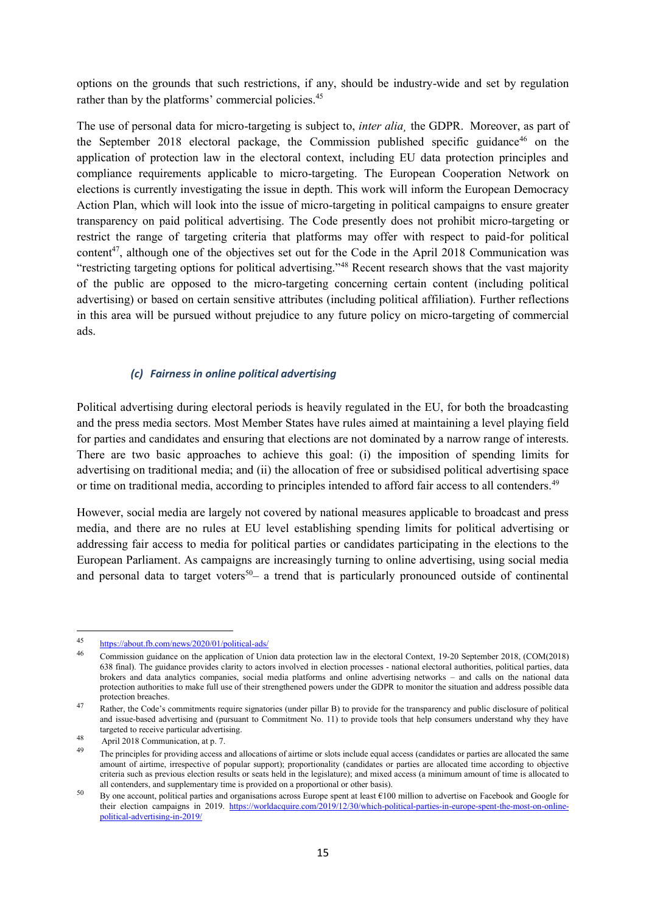options on the grounds that such restrictions, if any, should be industry-wide and set by regulation rather than by the platforms' commercial policies.[45]

The use of personal data for micro-targeting is subject to, *inter alia¸* the GDPR. Moreover, as part of the September 2018 electoral package, the Commission published specific guidance[46] on the application of protection law in the electoral context, including EU data protection principles and compliance requirements applicable to micro-targeting. The European Cooperation Network on elections is currently investigating the issue in depth. This work will inform the European Democracy Action Plan, which will look into the issue of micro-targeting in political campaigns to ensure greater transparency on paid political advertising. The Code presently does not prohibit micro-targeting or restrict the range of targeting criteria that platforms may offer with respect to paid-for political content[47], although one of the objectives set out for the Code in the April 2018 Communication was "restricting targeting options for political advertising."[48] Recent research shows that the vast majority of the public are opposed to the micro-targeting concerning certain content (including political advertising) or based on certain sensitive attributes (including political affiliation). Further reflections in this area will be pursued without prejudice to any future policy on micro-targeting of commercial ads.

#### *(c) Fairness in online political advertising*

Political advertising during electoral periods is heavily regulated in the EU, for both the broadcasting and the press media sectors. Most Member States have rules aimed at maintaining a level playing field for parties and candidates and ensuring that elections are not dominated by a narrow range of interests. There are two basic approaches to achieve this goal: (i) the imposition of spending limits for advertising on traditional media; and (ii) the allocation of free or subsidised political advertising space or time on traditional media, according to principles intended to afford fair access to all contenders.[49]

However, social media are largely not covered by national measures applicable to broadcast and press media, and there are no rules at EU level establishing spending limits for political advertising or addressing fair access to media for political parties or candidates participating in the elections to the European Parliament. As campaigns are increasingly turning to online advertising, using social media and personal data to target voters[50]– a trend that is particularly pronounced outside of continental

---

45 https://about.fb.com/news/2020/01/political-ads/

46 Commission guidance on the application of Union data protection law in the electoral Context, 19-20 September 2018, (COM(2018) 638 final). The guidance provides clarity to actors involved in election processes - national electoral authorities, political parties, data brokers and data analytics companies, social media platforms and online advertising networks – and calls on the national data protection authorities to make full use of their strengthened powers under the GDPR to monitor the situation and address possible data protection breaches.

47 Rather, the Code's commitments require signatories (under pillar B) to provide for the transparency and public disclosure of political and issue-based advertising and (pursuant to Commitment No. 11) to provide tools that help consumers understand why they have targeted to receive particular advertising.

48 April 2018 Communication, at p. 7.

49 The principles for providing access and allocations of airtime or slots include equal access (candidates or parties are allocated the same amount of airtime, irrespective of popular support); proportionality (candidates or parties are allocated time according to objective criteria such as previous election results or seats held in the legislature); and mixed access (a minimum amount of time is allocated to all contenders, and supplementary time is provided on a proportional or other basis).

50 By one account, political parties and organisations across Europe spent at least €100 million to advertise on Facebook and Google for their election campaigns in 2019. https://worldacquire.com/2019/12/30/which-political-parties-in-europe-spent-the-most-on-online-political-advertising-in-2019/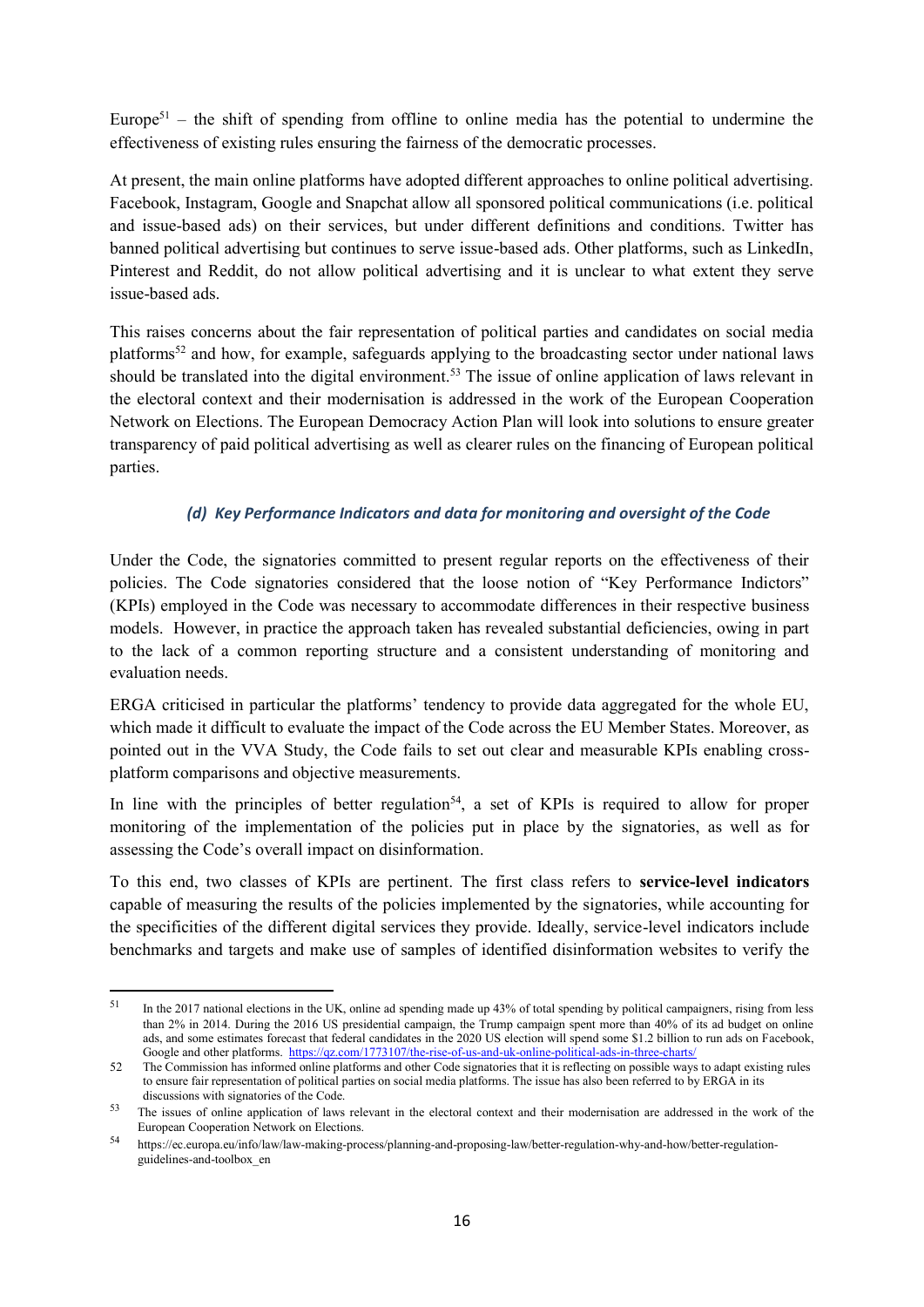Europe[51] – the shift of spending from offline to online media has the potential to undermine the effectiveness of existing rules ensuring the fairness of the democratic processes.

At present, the main online platforms have adopted different approaches to online political advertising. Facebook, Instagram, Google and Snapchat allow all sponsored political communications (i.e. political and issue-based ads) on their services, but under different definitions and conditions. Twitter has banned political advertising but continues to serve issue-based ads. Other platforms, such as LinkedIn, Pinterest and Reddit, do not allow political advertising and it is unclear to what extent they serve issue-based ads.

This raises concerns about the fair representation of political parties and candidates on social media platforms[52] and how, for example, safeguards applying to the broadcasting sector under national laws should be translated into the digital environment.[53] The issue of online application of laws relevant in the electoral context and their modernisation is addressed in the work of the European Cooperation Network on Elections. The European Democracy Action Plan will look into solutions to ensure greater transparency of paid political advertising as well as clearer rules on the financing of European political parties.

#### *(d) Key Performance Indicators and data for monitoring and oversight of the Code*

Under the Code, the signatories committed to present regular reports on the effectiveness of their policies. The Code signatories considered that the loose notion of "Key Performance Indictors" (KPIs) employed in the Code was necessary to accommodate differences in their respective business models. However, in practice the approach taken has revealed substantial deficiencies, owing in part to the lack of a common reporting structure and a consistent understanding of monitoring and evaluation needs.

ERGA criticised in particular the platforms' tendency to provide data aggregated for the whole EU, which made it difficult to evaluate the impact of the Code across the EU Member States. Moreover, as pointed out in the VVA Study, the Code fails to set out clear and measurable KPIs enabling cross-platform comparisons and objective measurements.

In line with the principles of better regulation[54], a set of KPIs is required to allow for proper monitoring of the implementation of the policies put in place by the signatories, as well as for assessing the Code's overall impact on disinformation.

To this end, two classes of KPIs are pertinent. The first class refers to **service-level indicators** capable of measuring the results of the policies implemented by the signatories, while accounting for the specificities of the different digital services they provide. Ideally, service-level indicators include benchmarks and targets and make use of samples of identified disinformation websites to verify the

---

[51] In the 2017 national elections in the UK, online ad spending made up 43% of total spending by political campaigners, rising from less than 2% in 2014. During the 2016 US presidential campaign, the Trump campaign spent more than 40% of its ad budget on online ads, and some estimates forecast that federal candidates in the 2020 US election will spend some $1.2 billion to run ads on Facebook, Google and other platforms. https://qz.com/1773107/the-rise-of-us-and-uk-online-political-ads-in-three-charts/

[52] The Commission has informed online platforms and other Code signatories that it is reflecting on possible ways to adapt existing rules to ensure fair representation of political parties on social media platforms. The issue has also been referred to by ERGA in its discussions with signatories of the Code.

[53] The issues of online application of laws relevant in the electoral context and their modernisation are addressed in the work of the European Cooperation Network on Elections.

[54] https://ec.europa.eu/info/law/law-making-process/planning-and-proposing-law/better-regulation-why-and-how/better-regulation-guidelines-and-toolbox_en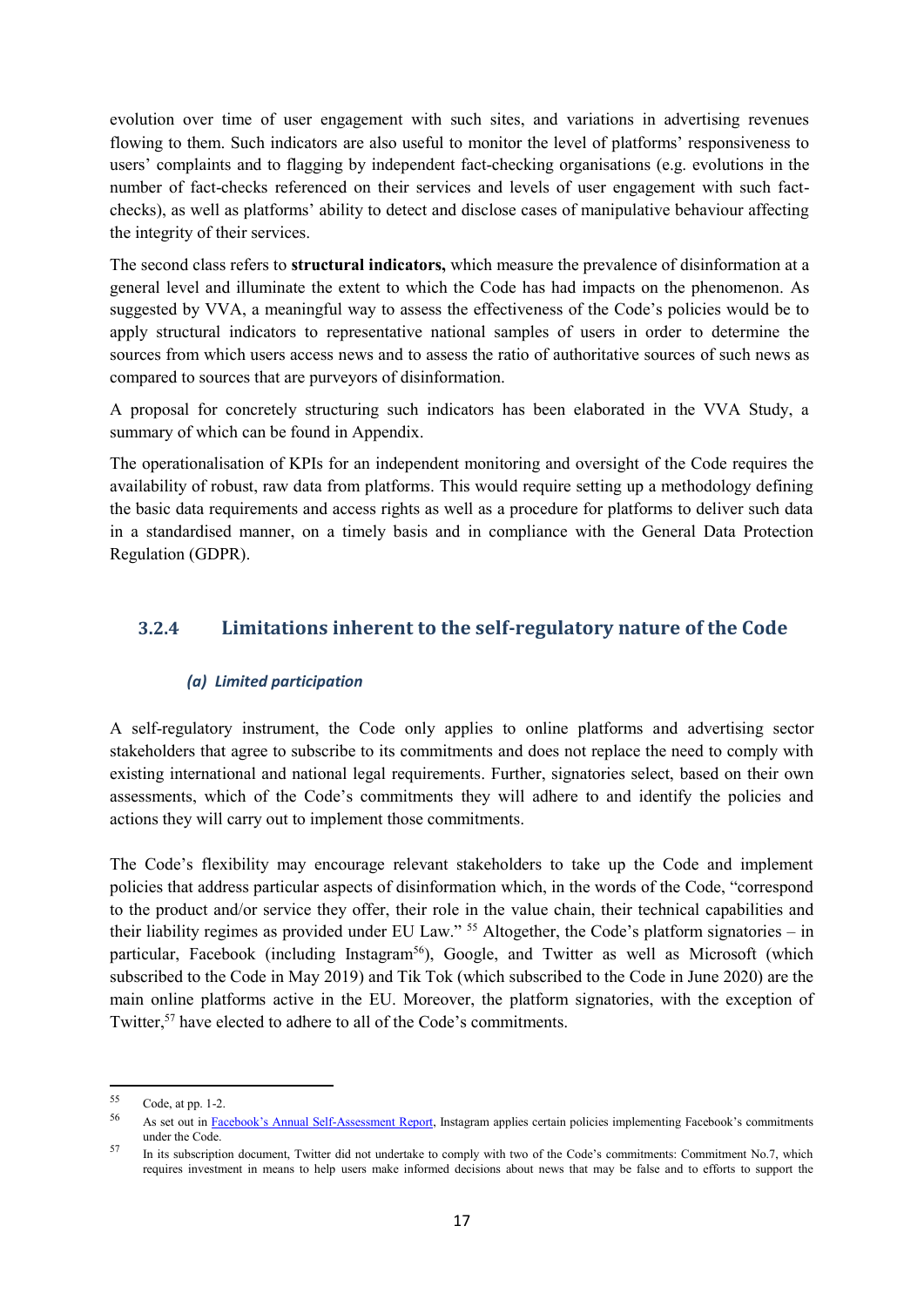evolution over time of user engagement with such sites, and variations in advertising revenues flowing to them. Such indicators are also useful to monitor the level of platforms' responsiveness to users' complaints and to flagging by independent fact-checking organisations (e.g. evolutions in the number of fact-checks referenced on their services and levels of user engagement with such fact-checks), as well as platforms' ability to detect and disclose cases of manipulative behaviour affecting the integrity of their services.

The second class refers to **structural indicators,** which measure the prevalence of disinformation at a general level and illuminate the extent to which the Code has had impacts on the phenomenon. As suggested by VVA, a meaningful way to assess the effectiveness of the Code's policies would be to apply structural indicators to representative national samples of users in order to determine the sources from which users access news and to assess the ratio of authoritative sources of such news as compared to sources that are purveyors of disinformation.

A proposal for concretely structuring such indicators has been elaborated in the VVA Study, a summary of which can be found in Appendix.

The operationalisation of KPIs for an independent monitoring and oversight of the Code requires the availability of robust, raw data from platforms. This would require setting up a methodology defining the basic data requirements and access rights as well as a procedure for platforms to deliver such data in a standardised manner, on a timely basis and in compliance with the General Data Protection Regulation (GDPR).

### 3.2.4 Limitations inherent to the self-regulatory nature of the Code

#### *(a) Limited participation*

A self-regulatory instrument, the Code only applies to online platforms and advertising sector stakeholders that agree to subscribe to its commitments and does not replace the need to comply with existing international and national legal requirements. Further, signatories select, based on their own assessments, which of the Code's commitments they will adhere to and identify the policies and actions they will carry out to implement those commitments.

The Code's flexibility may encourage relevant stakeholders to take up the Code and implement policies that address particular aspects of disinformation which, in the words of the Code, "correspond to the product and/or service they offer, their role in the value chain, their technical capabilities and their liability regimes as provided under EU Law." [55] Altogether, the Code's platform signatories – in particular, Facebook (including Instagram[56]), Google, and Twitter as well as Microsoft (which subscribed to the Code in May 2019) and Tik Tok (which subscribed to the Code in June 2020) are the main online platforms active in the EU. Moreover, the platform signatories, with the exception of Twitter,[57] have elected to adhere to all of the Code's commitments.

---

[55] Code, at pp. 1-2.

[56] As set out in Facebook's Annual Self-Assessment Report, Instagram applies certain policies implementing Facebook's commitments under the Code.

[57] In its subscription document, Twitter did not undertake to comply with two of the Code's commitments: Commitment No.7, which requires investment in means to help users make informed decisions about news that may be false and to efforts to support the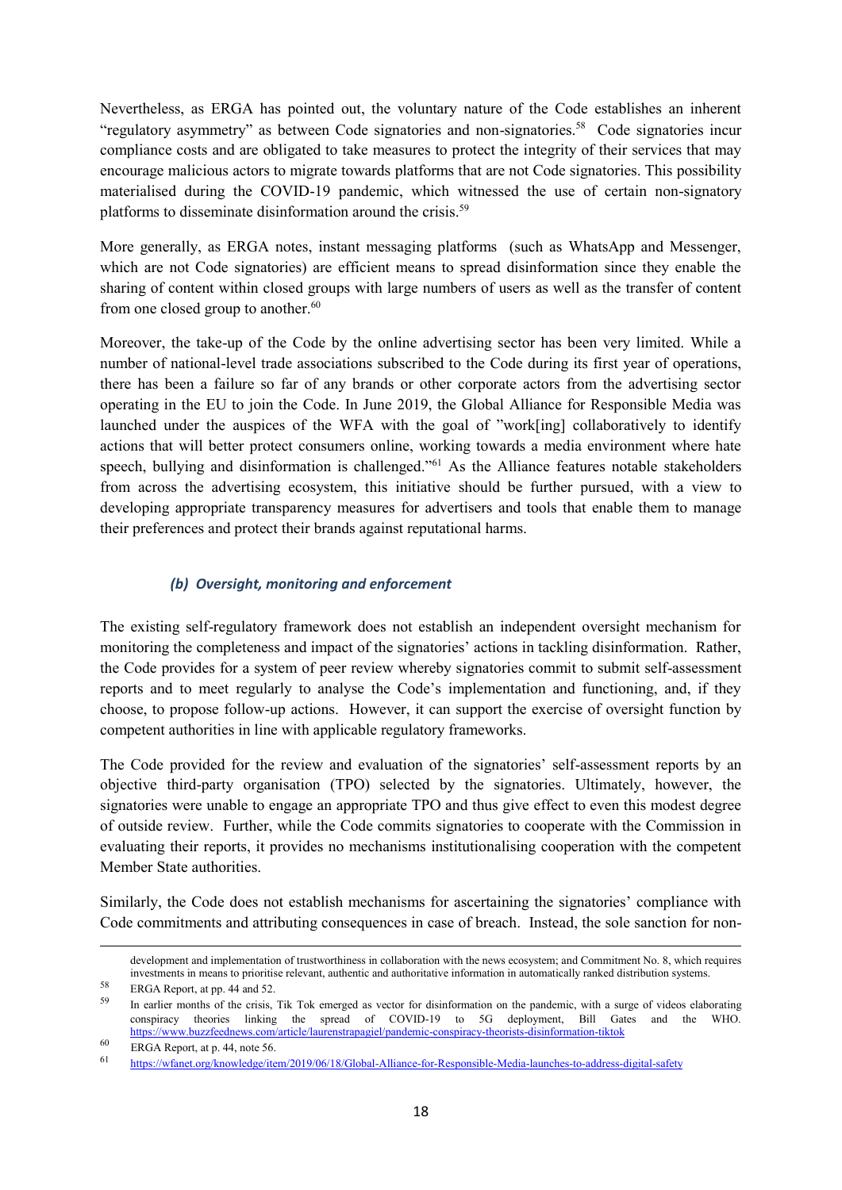Nevertheless, as ERGA has pointed out, the voluntary nature of the Code establishes an inherent "regulatory asymmetry" as between Code signatories and non-signatories.[58] Code signatories incur compliance costs and are obligated to take measures to protect the integrity of their services that may encourage malicious actors to migrate towards platforms that are not Code signatories. This possibility materialised during the COVID-19 pandemic, which witnessed the use of certain non-signatory platforms to disseminate disinformation around the crisis.[59]

More generally, as ERGA notes, instant messaging platforms (such as WhatsApp and Messenger, which are not Code signatories) are efficient means to spread disinformation since they enable the sharing of content within closed groups with large numbers of users as well as the transfer of content from one closed group to another.[60]

Moreover, the take-up of the Code by the online advertising sector has been very limited. While a number of national-level trade associations subscribed to the Code during its first year of operations, there has been a failure so far of any brands or other corporate actors from the advertising sector operating in the EU to join the Code. In June 2019, the Global Alliance for Responsible Media was launched under the auspices of the WFA with the goal of "work[ing] collaboratively to identify actions that will better protect consumers online, working towards a media environment where hate speech, bullying and disinformation is challenged."[61] As the Alliance features notable stakeholders from across the advertising ecosystem, this initiative should be further pursued, with a view to developing appropriate transparency measures for advertisers and tools that enable them to manage their preferences and protect their brands against reputational harms.

#### *(b) Oversight, monitoring and enforcement*

The existing self-regulatory framework does not establish an independent oversight mechanism for monitoring the completeness and impact of the signatories' actions in tackling disinformation. Rather, the Code provides for a system of peer review whereby signatories commit to submit self-assessment reports and to meet regularly to analyse the Code's implementation and functioning, and, if they choose, to propose follow-up actions. However, it can support the exercise of oversight function by competent authorities in line with applicable regulatory frameworks.

The Code provided for the review and evaluation of the signatories' self-assessment reports by an objective third-party organisation (TPO) selected by the signatories. Ultimately, however, the signatories were unable to engage an appropriate TPO and thus give effect to even this modest degree of outside review. Further, while the Code commits signatories to cooperate with the Commission in evaluating their reports, it provides no mechanisms institutionalising cooperation with the competent Member State authorities.

Similarly, the Code does not establish mechanisms for ascertaining the signatories' compliance with Code commitments and attributing consequences in case of breach. Instead, the sole sanction for non-

---

development and implementation of trustworthiness in collaboration with the news ecosystem; and Commitment No. 8, which requires investments in means to prioritise relevant, authentic and authoritative information in automatically ranked distribution systems.

[58] ERGA Report, at pp. 44 and 52.

[59] In earlier months of the crisis, Tik Tok emerged as vector for disinformation on the pandemic, with a surge of videos elaborating conspiracy theories linking the spread of COVID-19 to 5G deployment, Bill Gates and the WHO. https://www.buzzfeednews.com/article/laurenstrapagiel/pandemic-conspiracy-theorists-disinformation-tiktok

[60] ERGA Report, at p. 44, note 56.

[61] https://wfanet.org/knowledge/item/2019/06/18/Global-Alliance-for-Responsible-Media-launches-to-address-digital-safety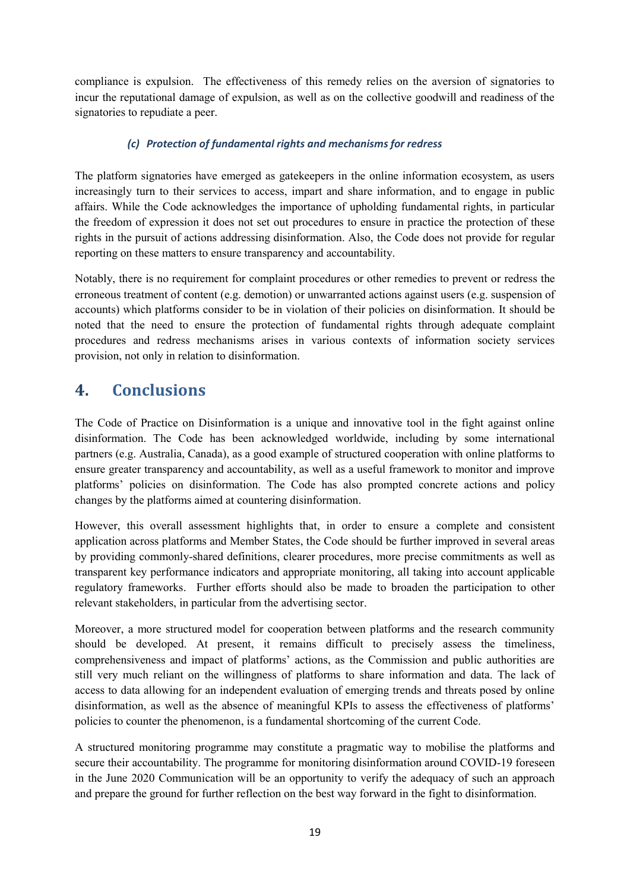compliance is expulsion. The effectiveness of this remedy relies on the aversion of signatories to incur the reputational damage of expulsion, as well as on the collective goodwill and readiness of the signatories to repudiate a peer.

#### *(c) Protection of fundamental rights and mechanisms for redress*

The platform signatories have emerged as gatekeepers in the online information ecosystem, as users increasingly turn to their services to access, impart and share information, and to engage in public affairs. While the Code acknowledges the importance of upholding fundamental rights, in particular the freedom of expression it does not set out procedures to ensure in practice the protection of these rights in the pursuit of actions addressing disinformation. Also, the Code does not provide for regular reporting on these matters to ensure transparency and accountability.

Notably, there is no requirement for complaint procedures or other remedies to prevent or redress the erroneous treatment of content (e.g. demotion) or unwarranted actions against users (e.g. suspension of accounts) which platforms consider to be in violation of their policies on disinformation. It should be noted that the need to ensure the protection of fundamental rights through adequate complaint procedures and redress mechanisms arises in various contexts of information society services provision, not only in relation to disinformation.

## 4. Conclusions

The Code of Practice on Disinformation is a unique and innovative tool in the fight against online disinformation. The Code has been acknowledged worldwide, including by some international partners (e.g. Australia, Canada), as a good example of structured cooperation with online platforms to ensure greater transparency and accountability, as well as a useful framework to monitor and improve platforms' policies on disinformation. The Code has also prompted concrete actions and policy changes by the platforms aimed at countering disinformation.

However, this overall assessment highlights that, in order to ensure a complete and consistent application across platforms and Member States, the Code should be further improved in several areas by providing commonly-shared definitions, clearer procedures, more precise commitments as well as transparent key performance indicators and appropriate monitoring, all taking into account applicable regulatory frameworks. Further efforts should also be made to broaden the participation to other relevant stakeholders, in particular from the advertising sector.

Moreover, a more structured model for cooperation between platforms and the research community should be developed. At present, it remains difficult to precisely assess the timeliness, comprehensiveness and impact of platforms' actions, as the Commission and public authorities are still very much reliant on the willingness of platforms to share information and data. The lack of access to data allowing for an independent evaluation of emerging trends and threats posed by online disinformation, as well as the absence of meaningful KPIs to assess the effectiveness of platforms' policies to counter the phenomenon, is a fundamental shortcoming of the current Code.

A structured monitoring programme may constitute a pragmatic way to mobilise the platforms and secure their accountability. The programme for monitoring disinformation around COVID-19 foreseen in the June 2020 Communication will be an opportunity to verify the adequacy of such an approach and prepare the ground for further reflection on the best way forward in the fight to disinformation.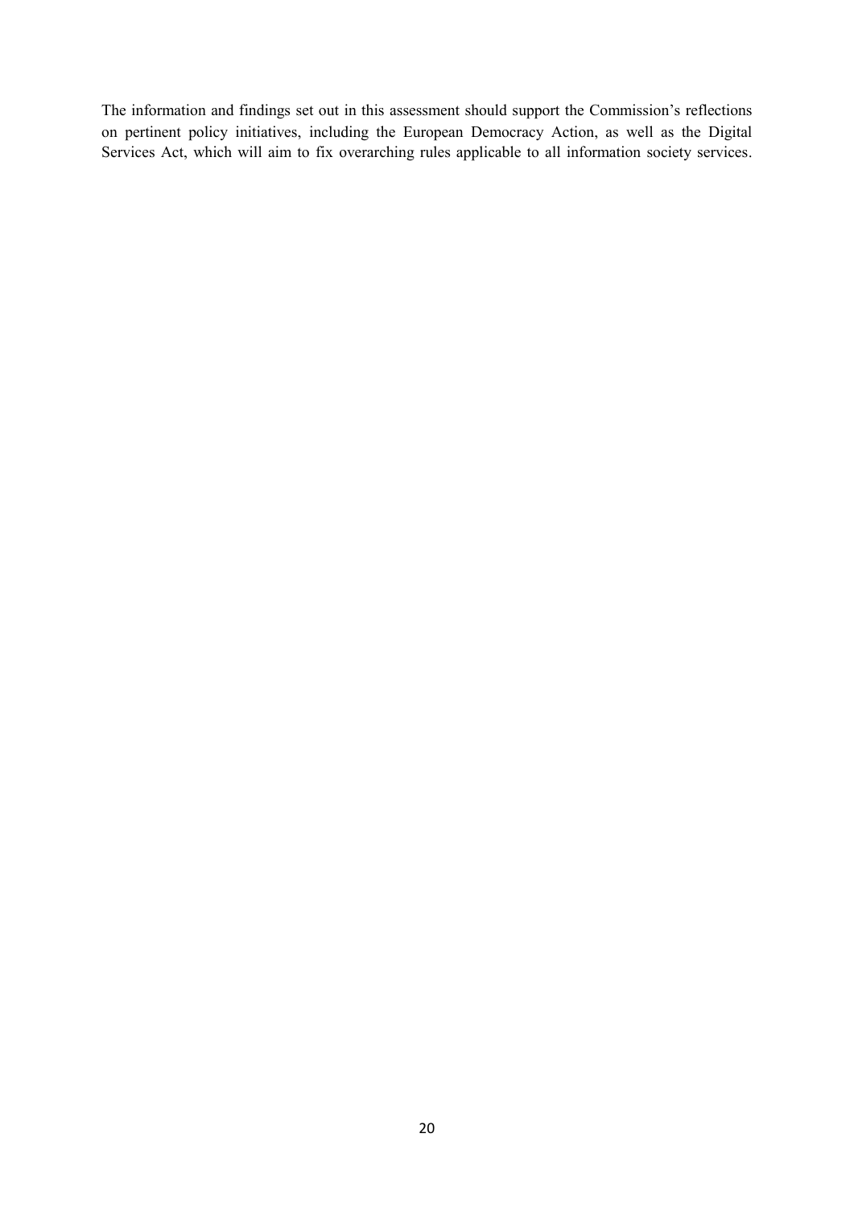The information and findings set out in this assessment should support the Commission's reflections on pertinent policy initiatives, including the European Democracy Action, as well as the Digital Services Act, which will aim to fix overarching rules applicable to all information society services.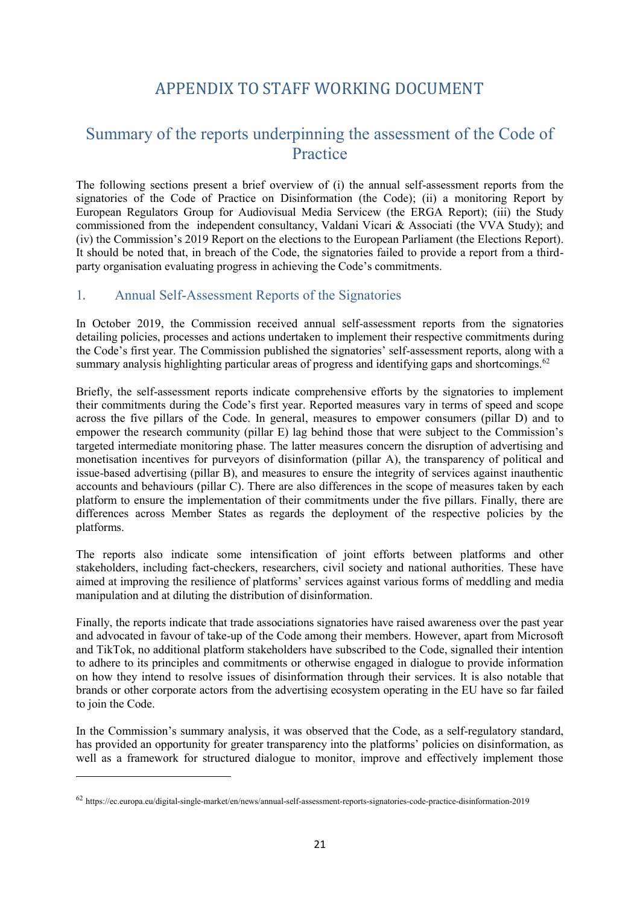# APPENDIX TO STAFF WORKING DOCUMENT

## Summary of the reports underpinning the assessment of the Code of Practice

The following sections present a brief overview of (i) the annual self-assessment reports from the signatories of the Code of Practice on Disinformation (the Code); (ii) a monitoring Report by European Regulators Group for Audiovisual Media Servicew (the ERGA Report); (iii) the Study commissioned from the independent consultancy, Valdani Vicari & Associati (the VVA Study); and (iv) the Commission's 2019 Report on the elections to the European Parliament (the Elections Report). It should be noted that, in breach of the Code, the signatories failed to provide a report from a third-party organisation evaluating progress in achieving the Code's commitments.

### 1. Annual Self-Assessment Reports of the Signatories

In October 2019, the Commission received annual self-assessment reports from the signatories detailing policies, processes and actions undertaken to implement their respective commitments during the Code's first year. The Commission published the signatories' self-assessment reports, along with a summary analysis highlighting particular areas of progress and identifying gaps and shortcomings.[62]

Briefly, the self-assessment reports indicate comprehensive efforts by the signatories to implement their commitments during the Code's first year. Reported measures vary in terms of speed and scope across the five pillars of the Code. In general, measures to empower consumers (pillar D) and to empower the research community (pillar E) lag behind those that were subject to the Commission's targeted intermediate monitoring phase. The latter measures concern the disruption of advertising and monetisation incentives for purveyors of disinformation (pillar A), the transparency of political and issue-based advertising (pillar B), and measures to ensure the integrity of services against inauthentic accounts and behaviours (pillar C). There are also differences in the scope of measures taken by each platform to ensure the implementation of their commitments under the five pillars. Finally, there are differences across Member States as regards the deployment of the respective policies by the platforms.

The reports also indicate some intensification of joint efforts between platforms and other stakeholders, including fact-checkers, researchers, civil society and national authorities. These have aimed at improving the resilience of platforms' services against various forms of meddling and media manipulation and at diluting the distribution of disinformation.

Finally, the reports indicate that trade associations signatories have raised awareness over the past year and advocated in favour of take-up of the Code among their members. However, apart from Microsoft and TikTok, no additional platform stakeholders have subscribed to the Code, signalled their intention to adhere to its principles and commitments or otherwise engaged in dialogue to provide information on how they intend to resolve issues of disinformation through their services. It is also notable that brands or other corporate actors from the advertising ecosystem operating in the EU have so far failed to join the Code.

In the Commission's summary analysis, it was observed that the Code, as a self-regulatory standard, has provided an opportunity for greater transparency into the platforms' policies on disinformation, as well as a framework for structured dialogue to monitor, improve and effectively implement those

---

[62] https://ec.europa.eu/digital-single-market/en/news/annual-self-assessment-reports-signatories-code-practice-disinformation-2019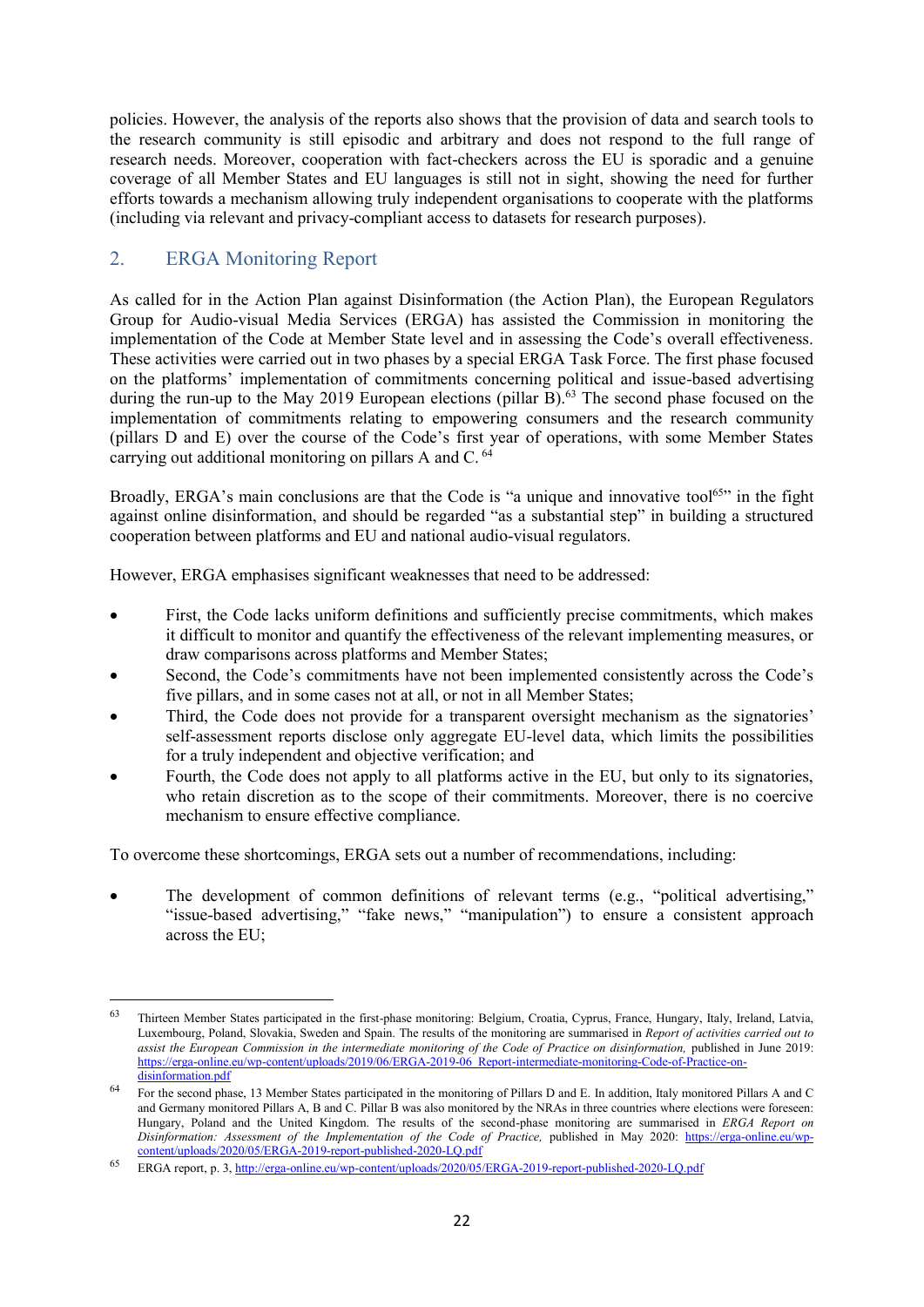policies. However, the analysis of the reports also shows that the provision of data and search tools to the research community is still episodic and arbitrary and does not respond to the full range of research needs. Moreover, cooperation with fact-checkers across the EU is sporadic and a genuine coverage of all Member States and EU languages is still not in sight, showing the need for further efforts towards a mechanism allowing truly independent organisations to cooperate with the platforms (including via relevant and privacy-compliant access to datasets for research purposes).

## 2. ERGA Monitoring Report

As called for in the Action Plan against Disinformation (the Action Plan), the European Regulators Group for Audio-visual Media Services (ERGA) has assisted the Commission in monitoring the implementation of the Code at Member State level and in assessing the Code's overall effectiveness. These activities were carried out in two phases by a special ERGA Task Force. The first phase focused on the platforms' implementation of commitments concerning political and issue-based advertising during the run-up to the May 2019 European elections (pillar B).[63] The second phase focused on the implementation of commitments relating to empowering consumers and the research community (pillars D and E) over the course of the Code's first year of operations, with some Member States carrying out additional monitoring on pillars A and C. [64]

Broadly, ERGA's main conclusions are that the Code is "a unique and innovative tool[65]" in the fight against online disinformation, and should be regarded "as a substantial step" in building a structured cooperation between platforms and EU and national audio-visual regulators.

However, ERGA emphasises significant weaknesses that need to be addressed:

- First, the Code lacks uniform definitions and sufficiently precise commitments, which makes it difficult to monitor and quantify the effectiveness of the relevant implementing measures, or draw comparisons across platforms and Member States;
- Second, the Code's commitments have not been implemented consistently across the Code's five pillars, and in some cases not at all, or not in all Member States;
- Third, the Code does not provide for a transparent oversight mechanism as the signatories' self-assessment reports disclose only aggregate EU-level data, which limits the possibilities for a truly independent and objective verification; and
- Fourth, the Code does not apply to all platforms active in the EU, but only to its signatories, who retain discretion as to the scope of their commitments. Moreover, there is no coercive mechanism to ensure effective compliance.

To overcome these shortcomings, ERGA sets out a number of recommendations, including:

- The development of common definitions of relevant terms (e.g., "political advertising," "issue-based advertising," "fake news," "manipulation") to ensure a consistent approach across the EU;

---

[63] Thirteen Member States participated in the first-phase monitoring: Belgium, Croatia, Cyprus, France, Hungary, Italy, Ireland, Latvia, Luxembourg, Poland, Slovakia, Sweden and Spain. The results of the monitoring are summarised in *Report of activities carried out to assist the European Commission in the intermediate monitoring of the Code of Practice on disinformation,* published in June 2019: https://erga-online.eu/wp-content/uploads/2019/06/ERGA-2019-06_Report-intermediate-monitoring-Code-of-Practice-on-disinformation.pdf

[64] For the second phase, 13 Member States participated in the monitoring of Pillars D and E. In addition, Italy monitored Pillars A and C and Germany monitored Pillars A, B and C. Pillar B was also monitored by the NRAs in three countries where elections were foreseen: Hungary, Poland and the United Kingdom. The results of the second-phase monitoring are summarised in *ERGA Report on Disinformation: Assessment of the Implementation of the Code of Practice,* published in May 2020: https://erga-online.eu/wp-content/uploads/2020/05/ERGA-2019-report-published-2020-LQ.pdf

[65] ERGA report, p. 3, http://erga-online.eu/wp-content/uploads/2020/05/ERGA-2019-report-published-2020-LQ.pdf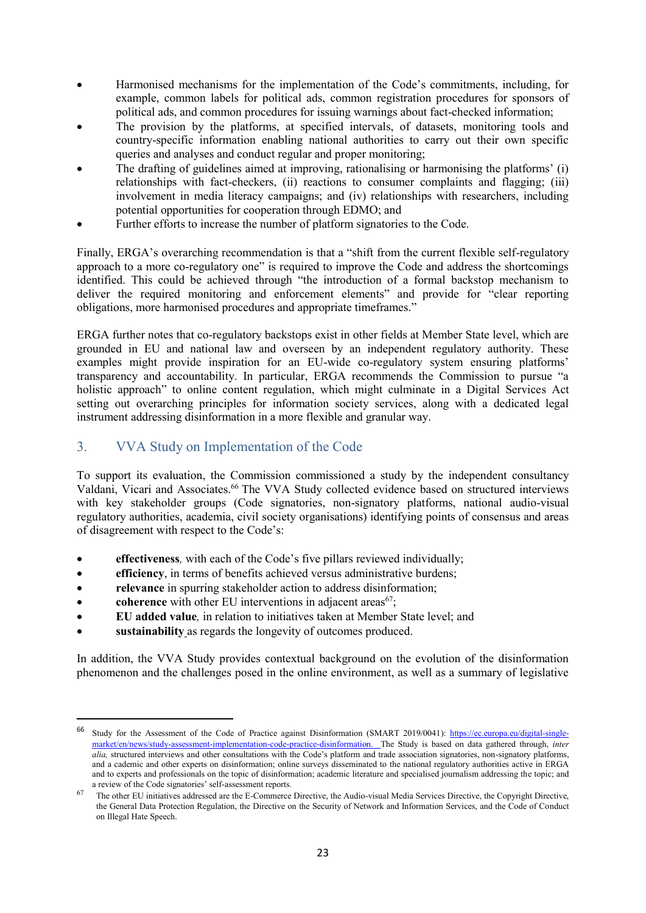- Harmonised mechanisms for the implementation of the Code's commitments, including, for example, common labels for political ads, common registration procedures for sponsors of political ads, and common procedures for issuing warnings about fact-checked information;
- The provision by the platforms, at specified intervals, of datasets, monitoring tools and country-specific information enabling national authorities to carry out their own specific queries and analyses and conduct regular and proper monitoring;
- The drafting of guidelines aimed at improving, rationalising or harmonising the platforms' (i) relationships with fact-checkers, (ii) reactions to consumer complaints and flagging; (iii) involvement in media literacy campaigns; and (iv) relationships with researchers, including potential opportunities for cooperation through EDMO; and
- Further efforts to increase the number of platform signatories to the Code.

Finally, ERGA's overarching recommendation is that a "shift from the current flexible self-regulatory approach to a more co-regulatory one" is required to improve the Code and address the shortcomings identified. This could be achieved through "the introduction of a formal backstop mechanism to deliver the required monitoring and enforcement elements" and provide for "clear reporting obligations, more harmonised procedures and appropriate timeframes."

ERGA further notes that co-regulatory backstops exist in other fields at Member State level, which are grounded in EU and national law and overseen by an independent regulatory authority. These examples might provide inspiration for an EU-wide co-regulatory system ensuring platforms' transparency and accountability. In particular, ERGA recommends the Commission to pursue "a holistic approach" to online content regulation, which might culminate in a Digital Services Act setting out overarching principles for information society services, along with a dedicated legal instrument addressing disinformation in a more flexible and granular way.

## 3. VVA Study on Implementation of the Code

To support its evaluation, the Commission commissioned a study by the independent consultancy Valdani, Vicari and Associates.[66] The VVA Study collected evidence based on structured interviews with key stakeholder groups (Code signatories, non-signatory platforms, national audio-visual regulatory authorities, academia, civil society organisations) identifying points of consensus and areas of disagreement with respect to the Code's:

- **effectiveness***,* with each of the Code's five pillars reviewed individually;
- **efficiency**, in terms of benefits achieved versus administrative burdens;
- **relevance** in spurring stakeholder action to address disinformation;
- **coherence** with other EU interventions in adjacent areas[67];
- **EU added value***,* in relation to initiatives taken at Member State level; and
- **sustainability** as regards the longevity of outcomes produced.

In addition, the VVA Study provides contextual background on the evolution of the disinformation phenomenon and the challenges posed in the online environment, as well as a summary of legislative

---

[66] Study for the Assessment of the Code of Practice against Disinformation (SMART 2019/0041): https://ec.europa.eu/digital-single-market/en/news/study-assessment-implementation-code-practice-disinformation. The Study is based on data gathered through, *inter alia,* structured interviews and other consultations with the Code's platform and trade association signatories, non-signatory platforms, and a cademic and other experts on disinformation; online surveys disseminated to the national regulatory authorities active in ERGA and to experts and professionals on the topic of disinformation; academic literature and specialised journalism addressing the topic; and a review of the Code signatories' self-assessment reports.

[67] The other EU initiatives addressed are the E-Commerce Directive, the Audio-visual Media Services Directive, the Copyright Directive, the General Data Protection Regulation, the Directive on the Security of Network and Information Services, and the Code of Conduct on Illegal Hate Speech.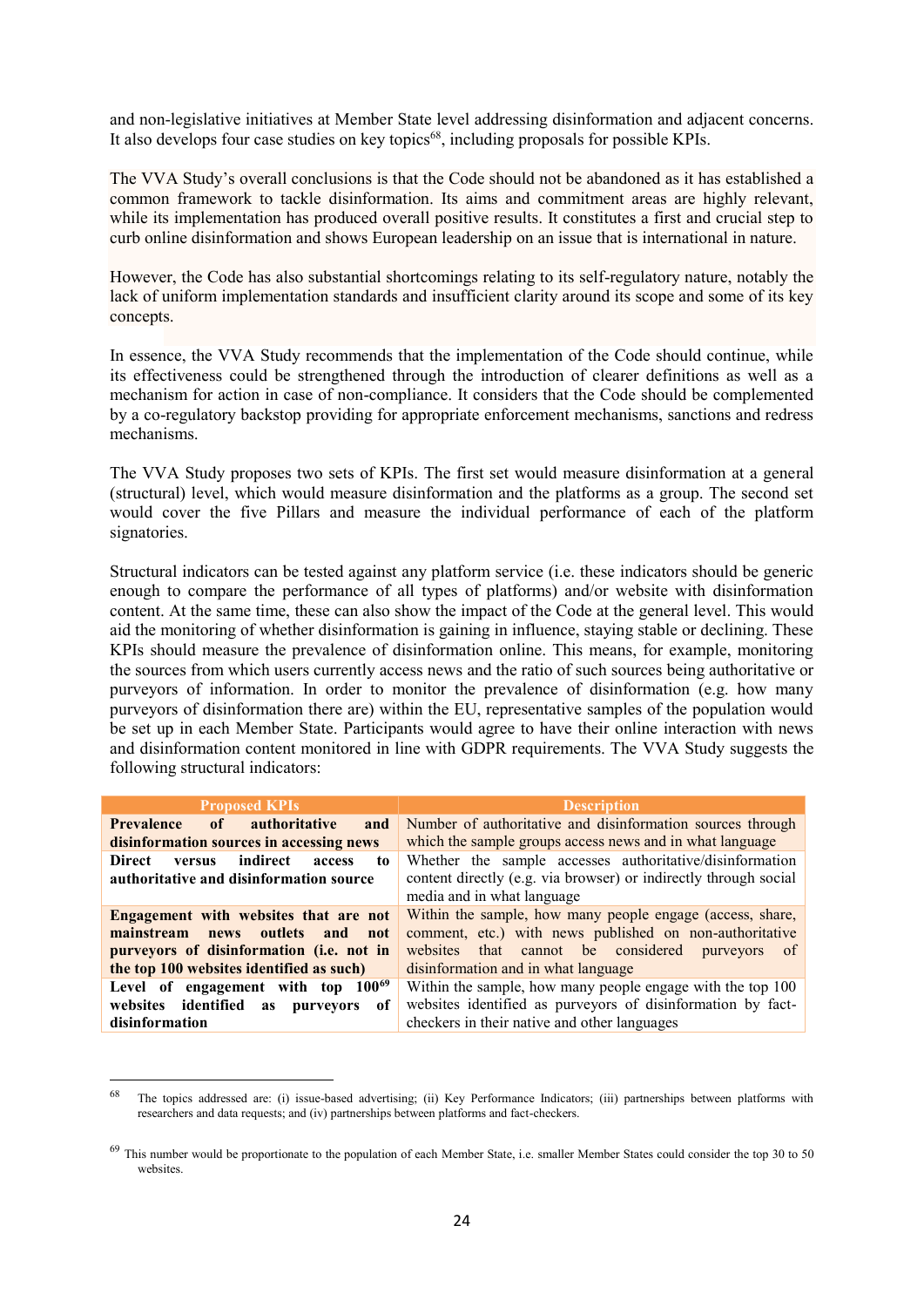and non-legislative initiatives at Member State level addressing disinformation and adjacent concerns. It also develops four case studies on key topics[68], including proposals for possible KPIs.

The VVA Study's overall conclusions is that the Code should not be abandoned as it has established a common framework to tackle disinformation. Its aims and commitment areas are highly relevant, while its implementation has produced overall positive results. It constitutes a first and crucial step to curb online disinformation and shows European leadership on an issue that is international in nature.

However, the Code has also substantial shortcomings relating to its self-regulatory nature, notably the lack of uniform implementation standards and insufficient clarity around its scope and some of its key concepts.

In essence, the VVA Study recommends that the implementation of the Code should continue, while its effectiveness could be strengthened through the introduction of clearer definitions as well as a mechanism for action in case of non-compliance. It considers that the Code should be complemented by a co-regulatory backstop providing for appropriate enforcement mechanisms, sanctions and redress mechanisms.

The VVA Study proposes two sets of KPIs. The first set would measure disinformation at a general (structural) level, which would measure disinformation and the platforms as a group. The second set would cover the five Pillars and measure the individual performance of each of the platform signatories.

Structural indicators can be tested against any platform service (i.e. these indicators should be generic enough to compare the performance of all types of platforms) and/or website with disinformation content. At the same time, these can also show the impact of the Code at the general level. This would aid the monitoring of whether disinformation is gaining in influence, staying stable or declining. These KPIs should measure the prevalence of disinformation online. This means, for example, monitoring the sources from which users currently access news and the ratio of such sources being authoritative or purveyors of information. In order to monitor the prevalence of disinformation (e.g. how many purveyors of disinformation there are) within the EU, representative samples of the population would be set up in each Member State. Participants would agree to have their online interaction with news and disinformation content monitored in line with GDPR requirements. The VVA Study suggests the following structural indicators:

| Proposed KPIs | Description |
|---|---|
| **Prevalence of authoritative and disinformation sources in accessing news** | Number of authoritative and disinformation sources through which the sample groups access news and in what language |
| **Direct versus indirect access to authoritative and disinformation source** | Whether the sample accesses authoritative/disinformation content directly (e.g. via browser) or indirectly through social media and in what language |
| **Engagement with websites that are not mainstream news outlets and not purveyors of disinformation (i.e. not in the top 100 websites identified as such)** | Within the sample, how many people engage (access, share, comment, etc.) with news published on non-authoritative websites that cannot be considered purveyors of disinformation and in what language |
| **Level of engagement with top 100[69] websites identified as purveyors of disinformation** | Within the sample, how many people engage with the top 100 websites identified as purveyors of disinformation by fact-checkers in their native and other languages |

[68] The topics addressed are: (i) issue-based advertising; (ii) Key Performance Indicators; (iii) partnerships between platforms with researchers and data requests; and (iv) partnerships between platforms and fact-checkers.

[69] This number would be proportionate to the population of each Member State, i.e. smaller Member States could consider the top 30 to 50 websites.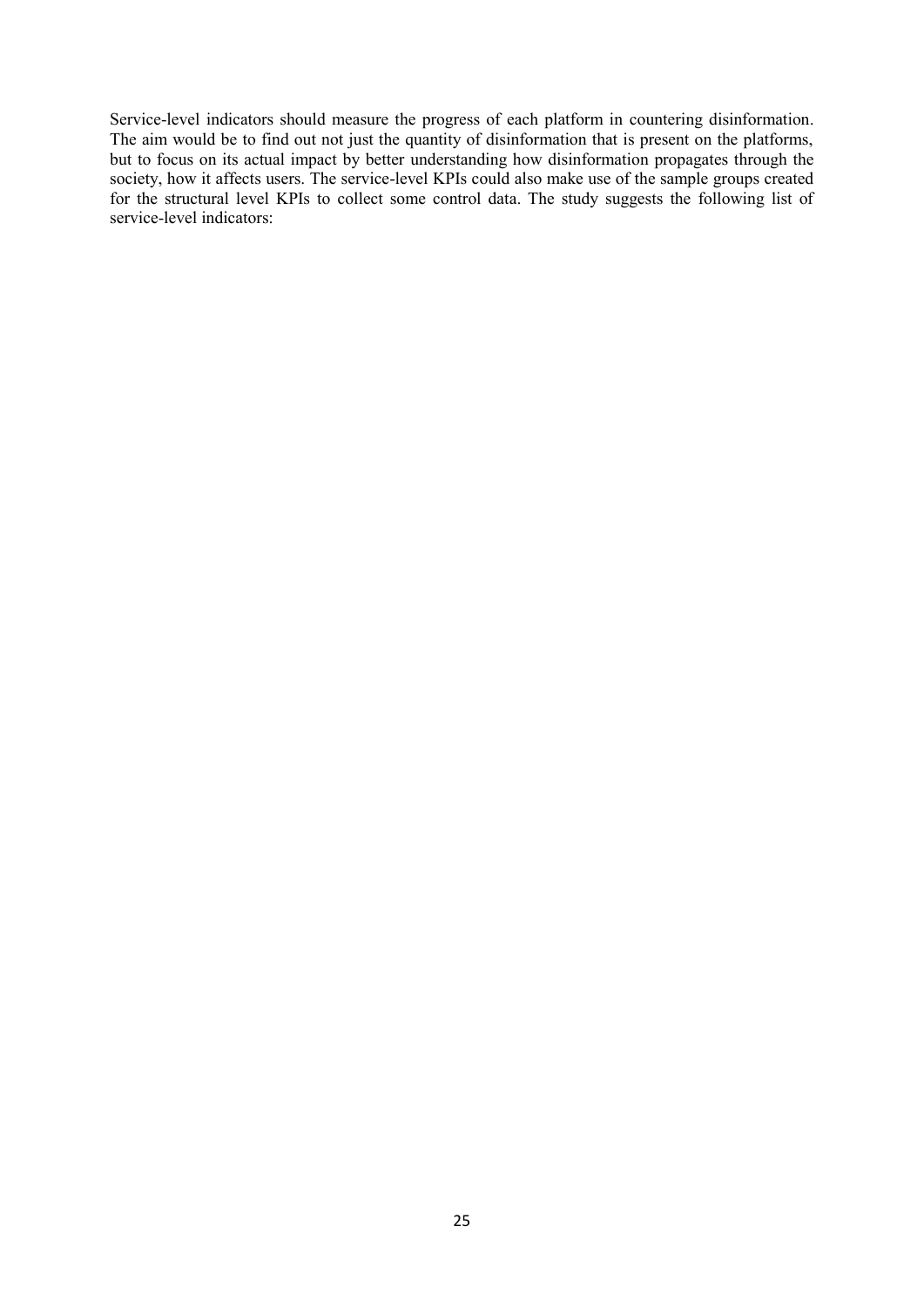Service-level indicators should measure the progress of each platform in countering disinformation. The aim would be to find out not just the quantity of disinformation that is present on the platforms, but to focus on its actual impact by better understanding how disinformation propagates through the society, how it affects users. The service-level KPIs could also make use of the sample groups created for the structural level KPIs to collect some control data. The study suggests the following list of service-level indicators: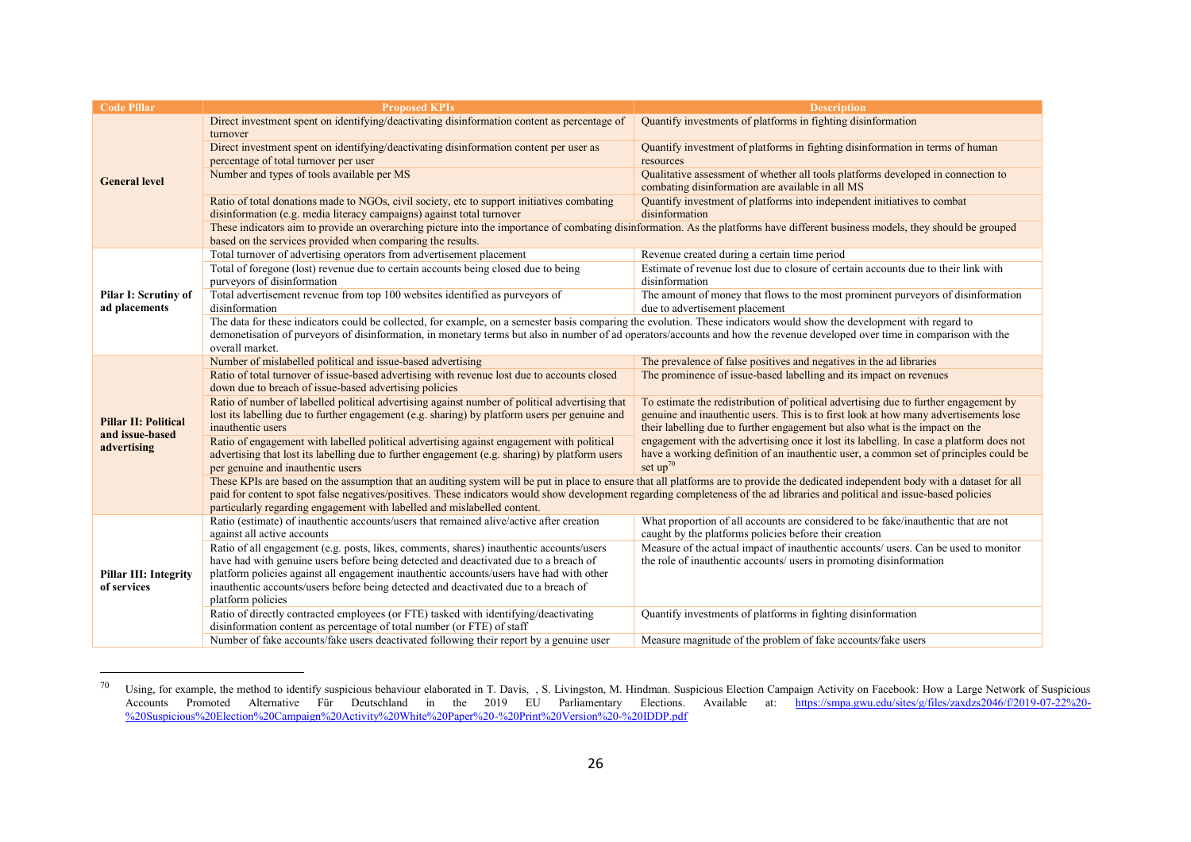| Code Pillar | Proposed KPIs | Description |
|---|---|---|
| **General level** | Direct investment spent on identifying/deactivating disinformation content as percentage of turnover | Quantify investments of platforms in fighting disinformation |
| | Direct investment spent on identifying/deactivating disinformation content per user as percentage of total turnover per user | Quantify investment of platforms in fighting disinformation in terms of human resources |
| | Number and types of tools available per MS | Qualitative assessment of whether all tools platforms developed in connection to combating disinformation are available in all MS |
| | Ratio of total donations made to NGOs, civil society, etc to support initiatives combating disinformation (e.g. media literacy campaigns) against total turnover | Quantify investment of platforms into independent initiatives to combat disinformation |
| | These indicators aim to provide an overarching picture into the importance of combating disinformation. As the platforms have different business models, they should be grouped based on the services provided when comparing the results. | |
| **Pilar I: Scrutiny of ad placements** | Total turnover of advertising operators from advertisement placement | Revenue created during a certain time period |
| | Total of foregone (lost) revenue due to certain accounts being closed due to being purveyors of disinformation | Estimate of revenue lost due to closure of certain accounts due to their link with disinformation |
| | Total advertisement revenue from top 100 websites identified as purveyors of disinformation | The amount of money that flows to the most prominent purveyors of disinformation due to advertisement placement |
| | The data for these indicators could be collected, for example, on a semester basis comparing the evolution. These indicators would show the development with regard to demonetisation of purveyors of disinformation, in monetary terms but also in number of ad operators/accounts and how the revenue developed over time in comparison with the overall market. | |
| **Pillar II: Political and issue-based advertising** | Number of mislabelled political and issue-based advertising | The prevalence of false positives and negatives in the ad libraries |
| | Ratio of total turnover of issue-based advertising with revenue lost due to accounts closed down due to breach of issue-based advertising policies | The prominence of issue-based labelling and its impact on revenues |
| | Ratio of number of labelled political advertising against number of political advertising that lost its labelling due to further engagement (e.g. sharing) by platform users per genuine and inauthentic users | To estimate the redistribution of political advertising due to further engagement by genuine and inauthentic users. This is to first look at how many advertisements lose their labelling due to further engagement but also what is the impact on the engagement with the advertising once it lost its labelling. In case a platform does not have a working definition of an inauthentic user, a common set of principles could be set up[70] |
| | Ratio of engagement with labelled political advertising against engagement with political advertising that lost its labelling due to further engagement (e.g. sharing) by platform users per genuine and inauthentic users | |
| | These KPIs are based on the assumption that an auditing system will be put in place to ensure that all platforms are to provide the dedicated independent body with a dataset for all paid for content to spot false negatives/positives. These indicators would show development regarding completeness of the ad libraries and political and issue-based policies particularly regarding engagement with labelled and mislabelled content. | |
| **Pillar III: Integrity of services** | Ratio (estimate) of inauthentic accounts/users that remained alive/active after creation against all active accounts | What proportion of all accounts are considered to be fake/inauthentic that are not caught by the platforms policies before their creation |
| | Ratio of all engagement (e.g. posts, likes, comments, shares) inauthentic accounts/users have had with genuine users before being detected and deactivated due to a breach of platform policies against all engagement inauthentic accounts/users have had with other inauthentic accounts/users before being detected and deactivated due to a breach of platform policies | Measure of the actual impact of inauthentic accounts/ users. Can be used to monitor the role of inauthentic accounts/ users in promoting disinformation |
| | Ratio of directly contracted employees (or FTE) tasked with identifying/deactivating disinformation content as percentage of total number (or FTE) of staff | Quantify investments of platforms in fighting disinformation |
| | Number of fake accounts/fake users deactivated following their report by a genuine user | Measure magnitude of the problem of fake accounts/fake users |

[70] Using, for example, the method to identify suspicious behaviour elaborated in T. Davis, , S. Livingston, M. Hindman. Suspicious Election Campaign Activity on Facebook: How a Large Network of Suspicious Accounts Promoted Alternative Für Deutschland in the 2019 EU Parliamentary Elections. Available at: https://smpa.gwu.edu/sites/g/files/zaxdzs2046/f/2019-07-22%20-%20Suspicious%20Election%20Campaign%20Activity%20White%20Paper%20-%20Print%20Version%20-%20IDDP.pdf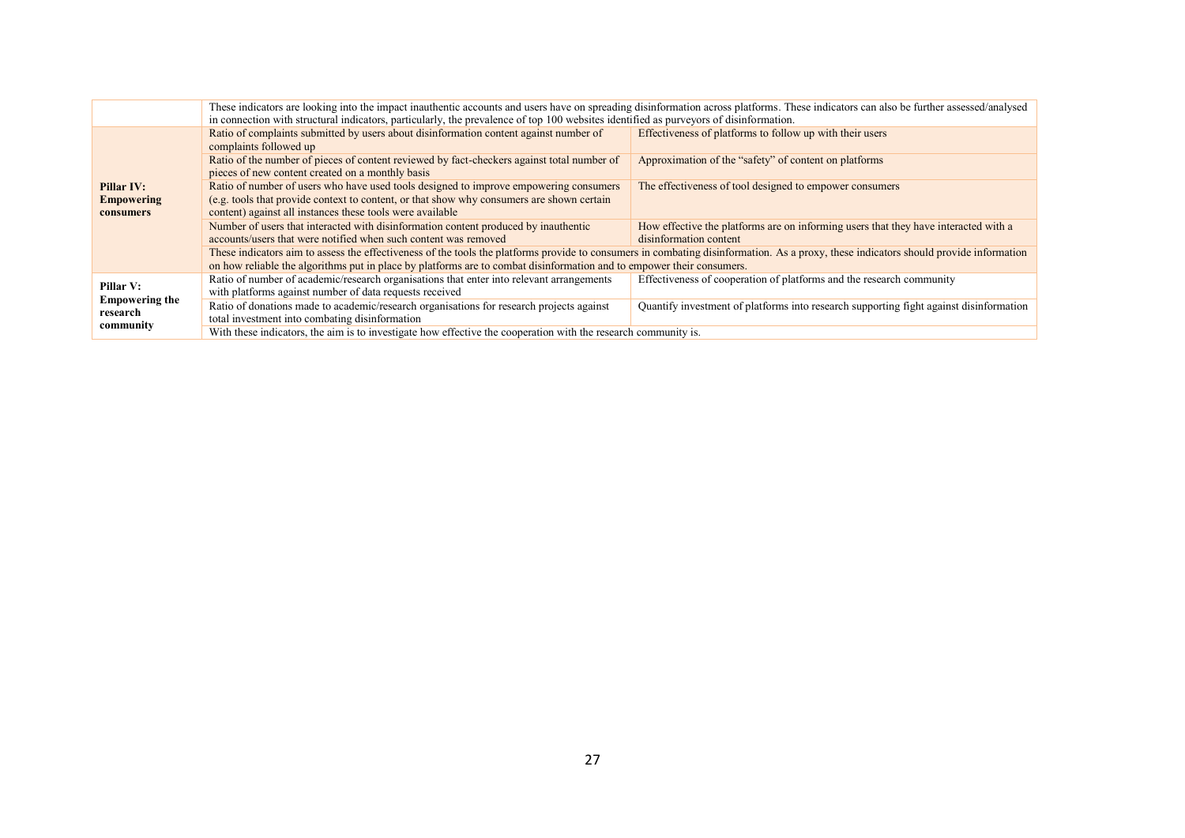| | | |
|---|---|---|
| | These indicators are looking into the impact inauthentic accounts and users have on spreading disinformation across platforms. These indicators can also be further assessed/analysed in connection with structural indicators, particularly, the prevalence of top 100 websites identified as purveyors of disinformation. | |
| **Pillar IV: Empowering consumers** | Ratio of complaints submitted by users about disinformation content against number of complaints followed up | Effectiveness of platforms to follow up with their users |
| | Ratio of the number of pieces of content reviewed by fact-checkers against total number of pieces of new content created on a monthly basis | Approximation of the "safety" of content on platforms |
| | Ratio of number of users who have used tools designed to improve empowering consumers (e.g. tools that provide context to content, or that show why consumers are shown certain content) against all instances these tools were available | The effectiveness of tool designed to empower consumers |
| | Number of users that interacted with disinformation content produced by inauthentic accounts/users that were notified when such content was removed | How effective the platforms are on informing users that they have interacted with a disinformation content |
| | These indicators aim to assess the effectiveness of the tools the platforms provide to consumers in combating disinformation. As a proxy, these indicators should provide information on how reliable the algorithms put in place by platforms are to combat disinformation and to empower their consumers. | |
| **Pillar V: Empowering the research community** | Ratio of number of academic/research organisations that enter into relevant arrangements with platforms against number of data requests received | Effectiveness of cooperation of platforms and the research community |
| | Ratio of donations made to academic/research organisations for research projects against total investment into combating disinformation | Quantify investment of platforms into research supporting fight against disinformation |
| | With these indicators, the aim is to investigate how effective the cooperation with the research community is. | |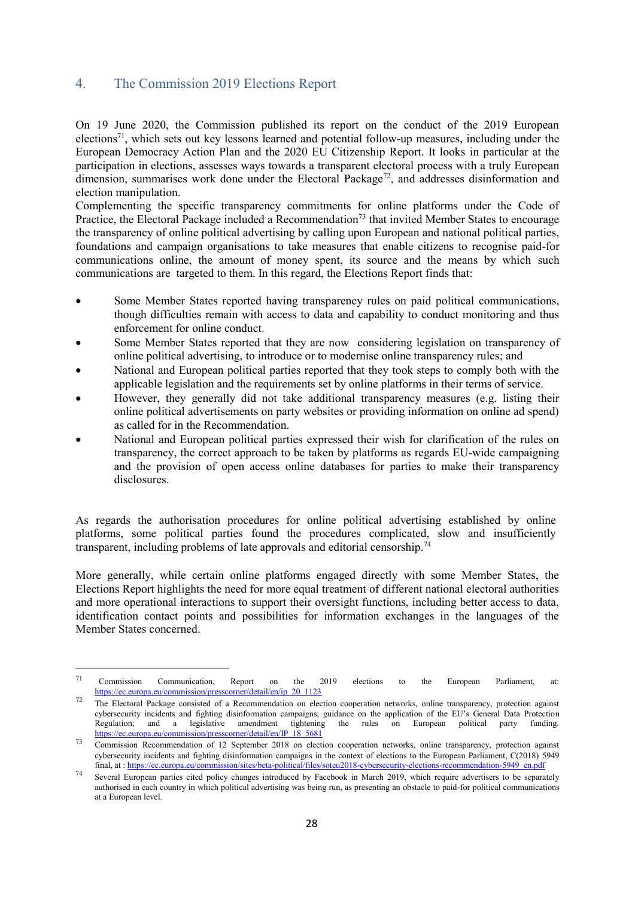## 4. The Commission 2019 Elections Report

On 19 June 2020, the Commission published its report on the conduct of the 2019 European elections[71], which sets out key lessons learned and potential follow-up measures, including under the European Democracy Action Plan and the 2020 EU Citizenship Report. It looks in particular at the participation in elections, assesses ways towards a transparent electoral process with a truly European dimension, summarises work done under the Electoral Package[72], and addresses disinformation and election manipulation.

Complementing the specific transparency commitments for online platforms under the Code of Practice, the Electoral Package included a Recommendation[73] that invited Member States to encourage the transparency of online political advertising by calling upon European and national political parties, foundations and campaign organisations to take measures that enable citizens to recognise paid-for communications online, the amount of money spent, its source and the means by which such communications are targeted to them. In this regard, the Elections Report finds that:

- Some Member States reported having transparency rules on paid political communications, though difficulties remain with access to data and capability to conduct monitoring and thus enforcement for online conduct.
- Some Member States reported that they are now considering legislation on transparency of online political advertising, to introduce or to modernise online transparency rules; and
- National and European political parties reported that they took steps to comply both with the applicable legislation and the requirements set by online platforms in their terms of service.
- However, they generally did not take additional transparency measures (e.g. listing their online political advertisements on party websites or providing information on online ad spend) as called for in the Recommendation.
- National and European political parties expressed their wish for clarification of the rules on transparency, the correct approach to be taken by platforms as regards EU-wide campaigning and the provision of open access online databases for parties to make their transparency disclosures.

As regards the authorisation procedures for online political advertising established by online platforms, some political parties found the procedures complicated, slow and insufficiently transparent, including problems of late approvals and editorial censorship.[74]

More generally, while certain online platforms engaged directly with some Member States, the Elections Report highlights the need for more equal treatment of different national electoral authorities and more operational interactions to support their oversight functions, including better access to data, identification contact points and possibilities for information exchanges in the languages of the Member States concerned.

---

[71] Commission Communication, Report on the 2019 elections to the European Parliament, at: https://ec.europa.eu/commission/presscorner/detail/en/ip_20_1123

[72] The Electoral Package consisted of a Recommendation on election cooperation networks, online transparency, protection against cybersecurity incidents and fighting disinformation campaigns; guidance on the application of the EU's General Data Protection Regulation; and a legislative amendment tightening the rules on European political party funding. https://ec.europa.eu/commission/presscorner/detail/en/IP_18_5681

[73] Commission Recommendation of 12 September 2018 on election cooperation networks, online transparency, protection against cybersecurity incidents and fighting disinformation campaigns in the context of elections to the European Parliament, C(2018) 5949 final, at : https://ec.europa.eu/commission/sites/beta-political/files/soteu2018-cybersecurity-elections-recommendation-5949_en.pdf

[74] Several European parties cited policy changes introduced by Facebook in March 2019, which require advertisers to be separately authorised in each country in which political advertising was being run, as presenting an obstacle to paid-for political communications at a European level.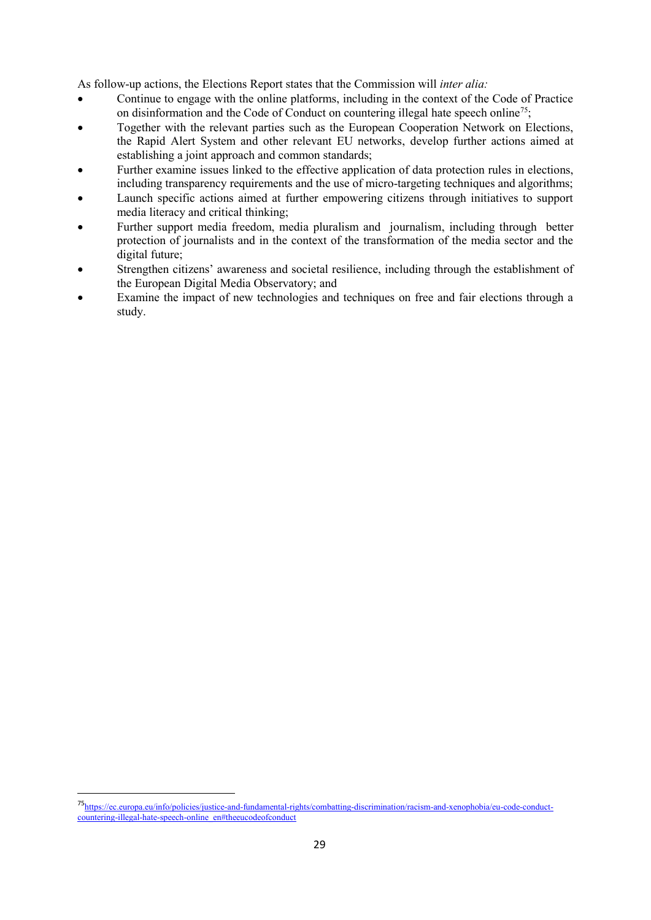As follow-up actions, the Elections Report states that the Commission will *inter alia:*

- Continue to engage with the online platforms, including in the context of the Code of Practice on disinformation and the Code of Conduct on countering illegal hate speech online[75];
- Together with the relevant parties such as the European Cooperation Network on Elections, the Rapid Alert System and other relevant EU networks, develop further actions aimed at establishing a joint approach and common standards;
- Further examine issues linked to the effective application of data protection rules in elections, including transparency requirements and the use of micro-targeting techniques and algorithms;
- Launch specific actions aimed at further empowering citizens through initiatives to support media literacy and critical thinking;
- Further support media freedom, media pluralism and journalism, including through better protection of journalists and in the context of the transformation of the media sector and the digital future;
- Strengthen citizens' awareness and societal resilience, including through the establishment of the European Digital Media Observatory; and
- Examine the impact of new technologies and techniques on free and fair elections through a study.

[75] https://ec.europa.eu/info/policies/justice-and-fundamental-rights/combatting-discrimination/racism-and-xenophobia/eu-code-conduct-countering-illegal-hate-speech-online_en#theeucodeofconduct